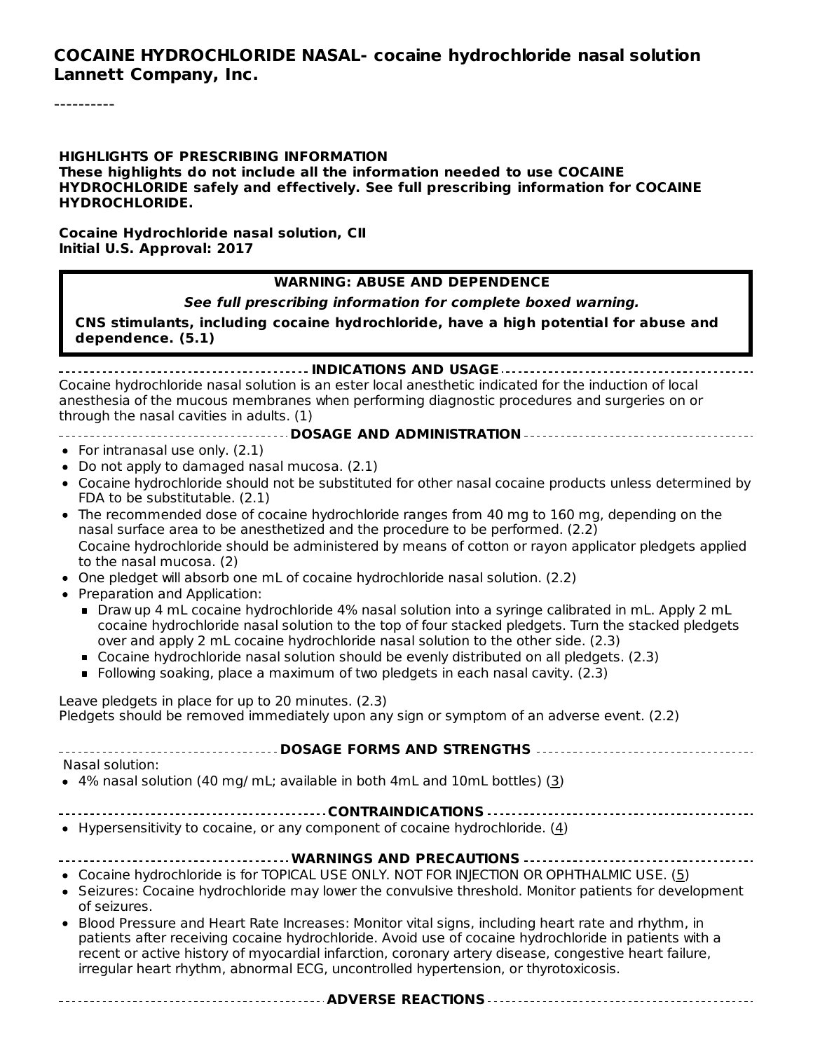# COCAINE HYDROCHLORIDE NASAL- cocaine hydrochloride nasal solution
**Lannett Company, Inc.**

----------

**HIGHLIGHTS OF PRESCRIBING INFORMATION**
**These highlights do not include all the information needed to use COCAINE HYDROCHLORIDE safely and effectively. See full prescribing information for COCAINE HYDROCHLORIDE.**

**Cocaine Hydrochloride nasal solution, CII**
**Initial U.S. Approval: 2017**

> **WARNING: ABUSE AND DEPENDENCE**
>
> ***See full prescribing information for complete boxed warning.***
>
> **CNS stimulants, including cocaine hydrochloride, have a high potential for abuse and dependence. (5.1)**

## INDICATIONS AND USAGE

Cocaine hydrochloride nasal solution is an ester local anesthetic indicated for the induction of local anesthesia of the mucous membranes when performing diagnostic procedures and surgeries on or through the nasal cavities in adults. (1)

## DOSAGE AND ADMINISTRATION

- For intranasal use only. (2.1)
- Do not apply to damaged nasal mucosa. (2.1)
- Cocaine hydrochloride should not be substituted for other nasal cocaine products unless determined by FDA to be substitutable. (2.1)
- The recommended dose of cocaine hydrochloride ranges from 40 mg to 160 mg, depending on the nasal surface area to be anesthetized and the procedure to be performed. (2.2)
  Cocaine hydrochloride should be administered by means of cotton or rayon applicator pledgets applied to the nasal mucosa. (2)
- One pledget will absorb one mL of cocaine hydrochloride nasal solution. (2.2)
- Preparation and Application:
  - Draw up 4 mL cocaine hydrochloride 4% nasal solution into a syringe calibrated in mL. Apply 2 mL cocaine hydrochloride nasal solution to the top of four stacked pledgets. Turn the stacked pledgets over and apply 2 mL cocaine hydrochloride nasal solution to the other side. (2.3)
  - Cocaine hydrochloride nasal solution should be evenly distributed on all pledgets. (2.3)
  - Following soaking, place a maximum of two pledgets in each nasal cavity. (2.3)

Leave pledgets in place for up to 20 minutes. (2.3)
Pledgets should be removed immediately upon any sign or symptom of an adverse event. (2.2)

## DOSAGE FORMS AND STRENGTHS

Nasal solution:

- 4% nasal solution (40 mg/ mL; available in both 4mL and 10mL bottles) (3)

## CONTRAINDICATIONS

- Hypersensitivity to cocaine, or any component of cocaine hydrochloride. (4)

## WARNINGS AND PRECAUTIONS

- Cocaine hydrochloride is for TOPICAL USE ONLY. NOT FOR INJECTION OR OPHTHALMIC USE. (5)
- Seizures: Cocaine hydrochloride may lower the convulsive threshold. Monitor patients for development of seizures.
- Blood Pressure and Heart Rate Increases: Monitor vital signs, including heart rate and rhythm, in patients after receiving cocaine hydrochloride. Avoid use of cocaine hydrochloride in patients with a recent or active history of myocardial infarction, coronary artery disease, congestive heart failure, irregular heart rhythm, abnormal ECG, uncontrolled hypertension, or thyrotoxicosis.

## ADVERSE REACTIONS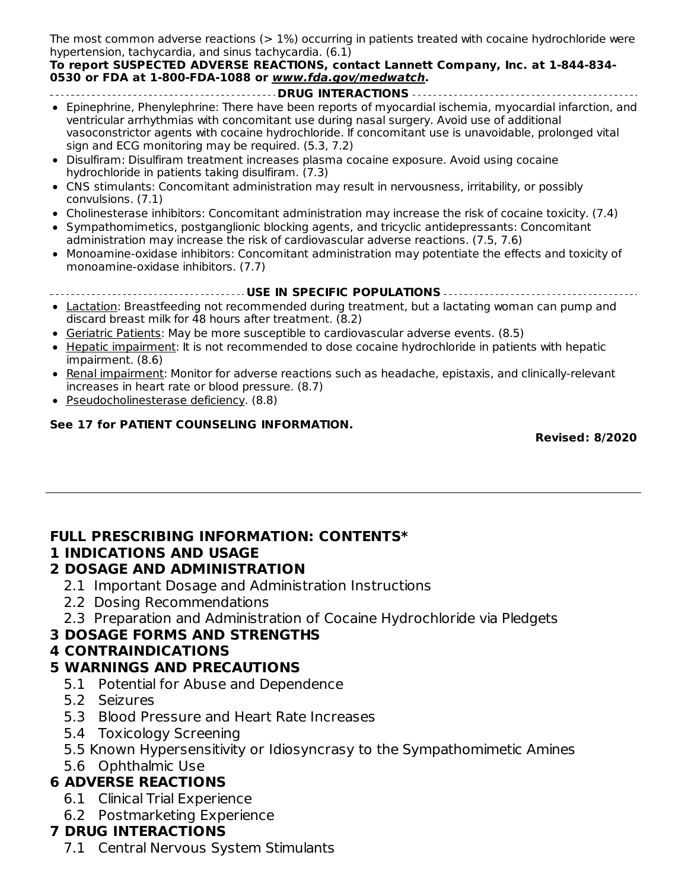The most common adverse reactions (> 1%) occurring in patients treated with cocaine hydrochloride were hypertension, tachycardia, and sinus tachycardia. (6.1)

**To report SUSPECTED ADVERSE REACTIONS, contact Lannett Company, Inc. at 1-844-834-0530 or FDA at 1-800-FDA-1088 or *www.fda.gov/medwatch*.**

**DRUG INTERACTIONS**

- Epinephrine, Phenylephrine: There have been reports of myocardial ischemia, myocardial infarction, and ventricular arrhythmias with concomitant use during nasal surgery. Avoid use of additional vasoconstrictor agents with cocaine hydrochloride. If concomitant use is unavoidable, prolonged vital sign and ECG monitoring may be required. (5.3, 7.2)
- Disulfiram: Disulfiram treatment increases plasma cocaine exposure. Avoid using cocaine hydrochloride in patients taking disulfiram. (7.3)
- CNS stimulants: Concomitant administration may result in nervousness, irritability, or possibly convulsions. (7.1)
- Cholinesterase inhibitors: Concomitant administration may increase the risk of cocaine toxicity. (7.4)
- Sympathomimetics, postganglionic blocking agents, and tricyclic antidepressants: Concomitant administration may increase the risk of cardiovascular adverse reactions. (7.5, 7.6)
- Monoamine-oxidase inhibitors: Concomitant administration may potentiate the effects and toxicity of monoamine-oxidase inhibitors. (7.7)

**USE IN SPECIFIC POPULATIONS**

- Lactation: Breastfeeding not recommended during treatment, but a lactating woman can pump and discard breast milk for 48 hours after treatment. (8.2)
- Geriatric Patients: May be more susceptible to cardiovascular adverse events. (8.5)
- Hepatic impairment: It is not recommended to dose cocaine hydrochloride in patients with hepatic impairment. (8.6)
- Renal impairment: Monitor for adverse reactions such as headache, epistaxis, and clinically-relevant increases in heart rate or blood pressure. (8.7)
- Pseudocholinesterase deficiency. (8.8)

**See 17 for PATIENT COUNSELING INFORMATION.**

**Revised: 8/2020**

---

## FULL PRESCRIBING INFORMATION: CONTENTS*

**1 INDICATIONS AND USAGE**

**2 DOSAGE AND ADMINISTRATION**
- 2.1 Important Dosage and Administration Instructions
- 2.2 Dosing Recommendations
- 2.3 Preparation and Administration of Cocaine Hydrochloride via Pledgets

**3 DOSAGE FORMS AND STRENGTHS**

**4 CONTRAINDICATIONS**

**5 WARNINGS AND PRECAUTIONS**
- 5.1 Potential for Abuse and Dependence
- 5.2 Seizures
- 5.3 Blood Pressure and Heart Rate Increases
- 5.4 Toxicology Screening
- 5.5 Known Hypersensitivity or Idiosyncrasy to the Sympathomimetic Amines
- 5.6 Ophthalmic Use

**6 ADVERSE REACTIONS**
- 6.1 Clinical Trial Experience
- 6.2 Postmarketing Experience

**7 DRUG INTERACTIONS**
- 7.1 Central Nervous System Stimulants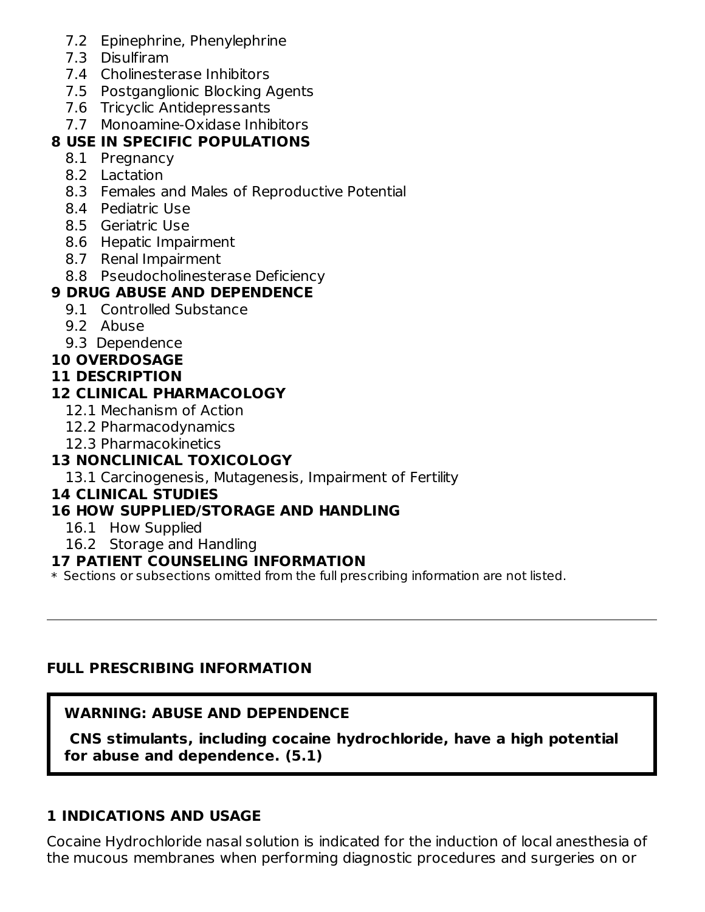- 7.2 Epinephrine, Phenylephrine
- 7.3 Disulfiram
- 7.4 Cholinesterase Inhibitors
- 7.5 Postganglionic Blocking Agents
- 7.6 Tricyclic Antidepressants
- 7.7 Monoamine-Oxidase Inhibitors

**8 USE IN SPECIFIC POPULATIONS**

- 8.1 Pregnancy
- 8.2 Lactation
- 8.3 Females and Males of Reproductive Potential
- 8.4 Pediatric Use
- 8.5 Geriatric Use
- 8.6 Hepatic Impairment
- 8.7 Renal Impairment
- 8.8 Pseudocholinesterase Deficiency

**9 DRUG ABUSE AND DEPENDENCE**

- 9.1 Controlled Substance
- 9.2 Abuse
- 9.3 Dependence

**10 OVERDOSAGE**

**11 DESCRIPTION**

**12 CLINICAL PHARMACOLOGY**

- 12.1 Mechanism of Action
- 12.2 Pharmacodynamics
- 12.3 Pharmacokinetics

**13 NONCLINICAL TOXICOLOGY**

- 13.1 Carcinogenesis, Mutagenesis, Impairment of Fertility

**14 CLINICAL STUDIES**

**16 HOW SUPPLIED/STORAGE AND HANDLING**

- 16.1 How Supplied
- 16.2 Storage and Handling

**17 PATIENT COUNSELING INFORMATION**

* Sections or subsections omitted from the full prescribing information are not listed.

---

## FULL PRESCRIBING INFORMATION

> **WARNING: ABUSE AND DEPENDENCE**
>
> **CNS stimulants, including cocaine hydrochloride, have a high potential for abuse and dependence. (5.1)**

## 1 INDICATIONS AND USAGE

Cocaine Hydrochloride nasal solution is indicated for the induction of local anesthesia of the mucous membranes when performing diagnostic procedures and surgeries on or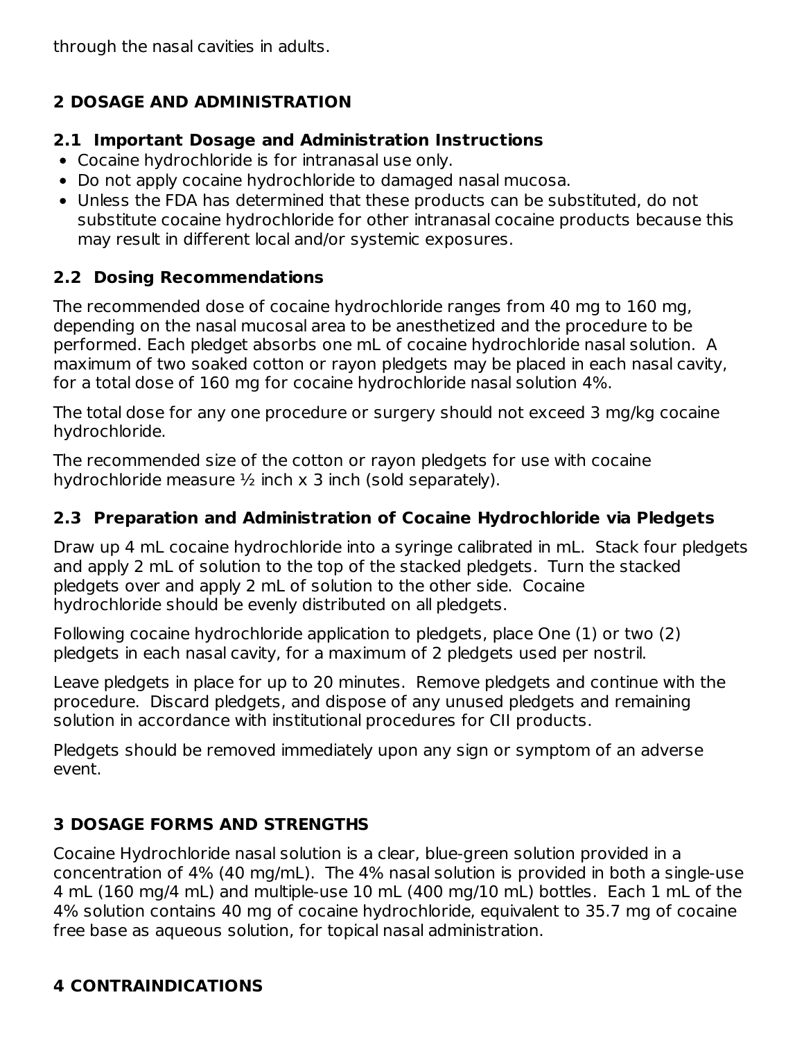through the nasal cavities in adults.

## 2 DOSAGE AND ADMINISTRATION

### 2.1 Important Dosage and Administration Instructions

- Cocaine hydrochloride is for intranasal use only.
- Do not apply cocaine hydrochloride to damaged nasal mucosa.
- Unless the FDA has determined that these products can be substituted, do not substitute cocaine hydrochloride for other intranasal cocaine products because this may result in different local and/or systemic exposures.

### 2.2 Dosing Recommendations

The recommended dose of cocaine hydrochloride ranges from 40 mg to 160 mg, depending on the nasal mucosal area to be anesthetized and the procedure to be performed. Each pledget absorbs one mL of cocaine hydrochloride nasal solution. A maximum of two soaked cotton or rayon pledgets may be placed in each nasal cavity, for a total dose of 160 mg for cocaine hydrochloride nasal solution 4%.

The total dose for any one procedure or surgery should not exceed 3 mg/kg cocaine hydrochloride.

The recommended size of the cotton or rayon pledgets for use with cocaine hydrochloride measure ½ inch x 3 inch (sold separately).

### 2.3 Preparation and Administration of Cocaine Hydrochloride via Pledgets

Draw up 4 mL cocaine hydrochloride into a syringe calibrated in mL. Stack four pledgets and apply 2 mL of solution to the top of the stacked pledgets. Turn the stacked pledgets over and apply 2 mL of solution to the other side. Cocaine hydrochloride should be evenly distributed on all pledgets.

Following cocaine hydrochloride application to pledgets, place One (1) or two (2) pledgets in each nasal cavity, for a maximum of 2 pledgets used per nostril.

Leave pledgets in place for up to 20 minutes. Remove pledgets and continue with the procedure. Discard pledgets, and dispose of any unused pledgets and remaining solution in accordance with institutional procedures for CII products.

Pledgets should be removed immediately upon any sign or symptom of an adverse event.

## 3 DOSAGE FORMS AND STRENGTHS

Cocaine Hydrochloride nasal solution is a clear, blue-green solution provided in a concentration of 4% (40 mg/mL). The 4% nasal solution is provided in both a single-use 4 mL (160 mg/4 mL) and multiple-use 10 mL (400 mg/10 mL) bottles. Each 1 mL of the 4% solution contains 40 mg of cocaine hydrochloride, equivalent to 35.7 mg of cocaine free base as aqueous solution, for topical nasal administration.

## 4 CONTRAINDICATIONS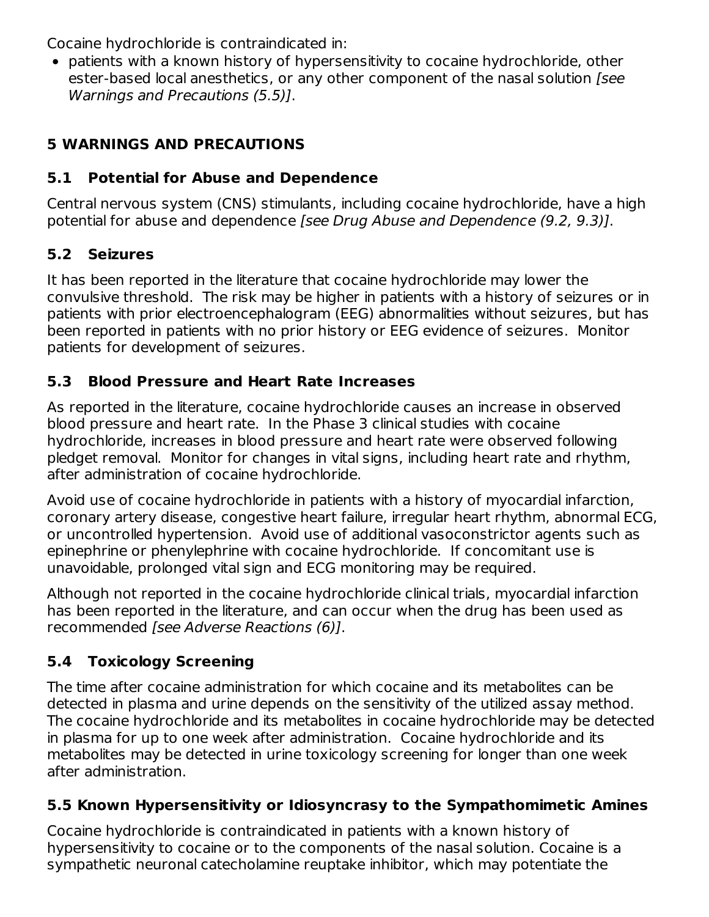Cocaine hydrochloride is contraindicated in:

- patients with a known history of hypersensitivity to cocaine hydrochloride, other ester-based local anesthetics, or any other component of the nasal solution *[see Warnings and Precautions (5.5)]*.

## 5 WARNINGS AND PRECAUTIONS

### 5.1 Potential for Abuse and Dependence

Central nervous system (CNS) stimulants, including cocaine hydrochloride, have a high potential for abuse and dependence *[see Drug Abuse and Dependence (9.2, 9.3)]*.

### 5.2 Seizures

It has been reported in the literature that cocaine hydrochloride may lower the convulsive threshold. The risk may be higher in patients with a history of seizures or in patients with prior electroencephalogram (EEG) abnormalities without seizures, but has been reported in patients with no prior history or EEG evidence of seizures. Monitor patients for development of seizures.

### 5.3 Blood Pressure and Heart Rate Increases

As reported in the literature, cocaine hydrochloride causes an increase in observed blood pressure and heart rate. In the Phase 3 clinical studies with cocaine hydrochloride, increases in blood pressure and heart rate were observed following pledget removal. Monitor for changes in vital signs, including heart rate and rhythm, after administration of cocaine hydrochloride.

Avoid use of cocaine hydrochloride in patients with a history of myocardial infarction, coronary artery disease, congestive heart failure, irregular heart rhythm, abnormal ECG, or uncontrolled hypertension. Avoid use of additional vasoconstrictor agents such as epinephrine or phenylephrine with cocaine hydrochloride. If concomitant use is unavoidable, prolonged vital sign and ECG monitoring may be required.

Although not reported in the cocaine hydrochloride clinical trials, myocardial infarction has been reported in the literature, and can occur when the drug has been used as recommended *[see Adverse Reactions (6)]*.

### 5.4 Toxicology Screening

The time after cocaine administration for which cocaine and its metabolites can be detected in plasma and urine depends on the sensitivity of the utilized assay method. The cocaine hydrochloride and its metabolites in cocaine hydrochloride may be detected in plasma for up to one week after administration. Cocaine hydrochloride and its metabolites may be detected in urine toxicology screening for longer than one week after administration.

### 5.5 Known Hypersensitivity or Idiosyncrasy to the Sympathomimetic Amines

Cocaine hydrochloride is contraindicated in patients with a known history of hypersensitivity to cocaine or to the components of the nasal solution. Cocaine is a sympathetic neuronal catecholamine reuptake inhibitor, which may potentiate the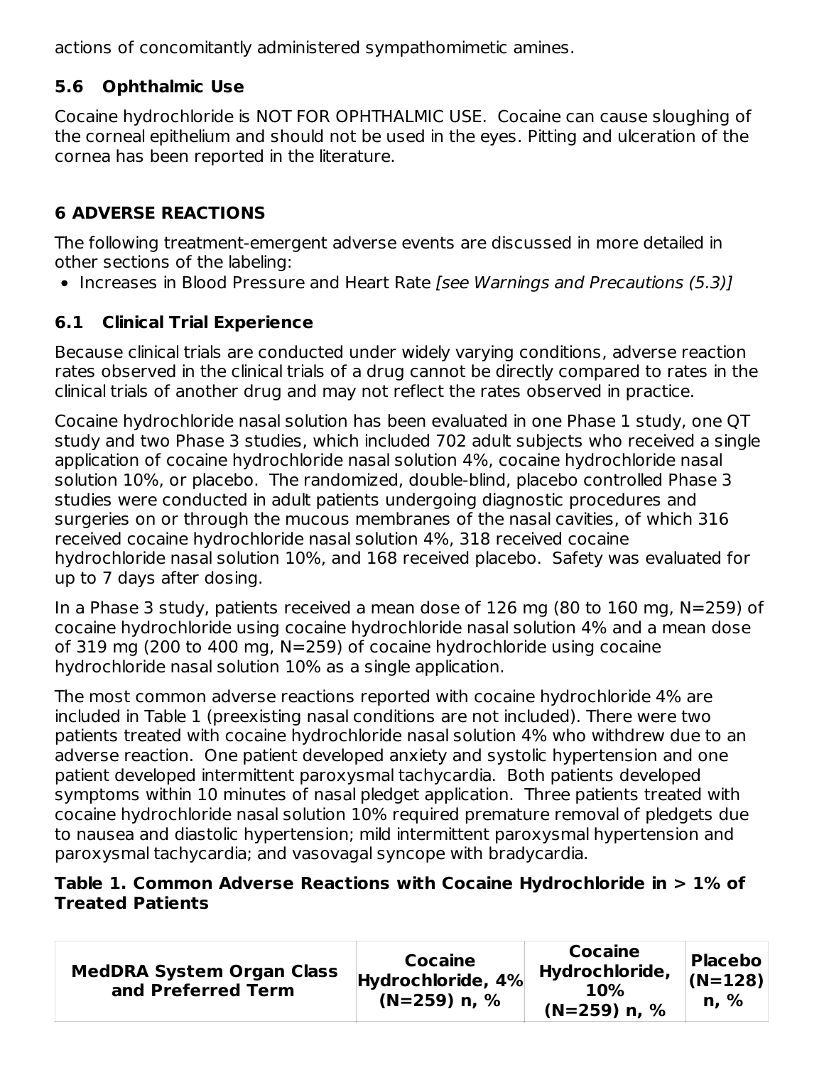actions of concomitantly administered sympathomimetic amines.

### 5.6 Ophthalmic Use

Cocaine hydrochloride is NOT FOR OPHTHALMIC USE. Cocaine can cause sloughing of the corneal epithelium and should not be used in the eyes. Pitting and ulceration of the cornea has been reported in the literature.

## 6 ADVERSE REACTIONS

The following treatment-emergent adverse events are discussed in more detailed in other sections of the labeling:

- Increases in Blood Pressure and Heart Rate *[see Warnings and Precautions (5.3)]*

### 6.1 Clinical Trial Experience

Because clinical trials are conducted under widely varying conditions, adverse reaction rates observed in the clinical trials of a drug cannot be directly compared to rates in the clinical trials of another drug and may not reflect the rates observed in practice.

Cocaine hydrochloride nasal solution has been evaluated in one Phase 1 study, one QT study and two Phase 3 studies, which included 702 adult subjects who received a single application of cocaine hydrochloride nasal solution 4%, cocaine hydrochloride nasal solution 10%, or placebo. The randomized, double-blind, placebo controlled Phase 3 studies were conducted in adult patients undergoing diagnostic procedures and surgeries on or through the mucous membranes of the nasal cavities, of which 316 received cocaine hydrochloride nasal solution 4%, 318 received cocaine hydrochloride nasal solution 10%, and 168 received placebo. Safety was evaluated for up to 7 days after dosing.

In a Phase 3 study, patients received a mean dose of 126 mg (80 to 160 mg, N=259) of cocaine hydrochloride using cocaine hydrochloride nasal solution 4% and a mean dose of 319 mg (200 to 400 mg, N=259) of cocaine hydrochloride using cocaine hydrochloride nasal solution 10% as a single application.

The most common adverse reactions reported with cocaine hydrochloride 4% are included in Table 1 (preexisting nasal conditions are not included). There were two patients treated with cocaine hydrochloride nasal solution 4% who withdrew due to an adverse reaction. One patient developed anxiety and systolic hypertension and one patient developed intermittent paroxysmal tachycardia. Both patients developed symptoms within 10 minutes of nasal pledget application. Three patients treated with cocaine hydrochloride nasal solution 10% required premature removal of pledgets due to nausea and diastolic hypertension; mild intermittent paroxysmal hypertension and paroxysmal tachycardia; and vasovagal syncope with bradycardia.

**Table 1. Common Adverse Reactions with Cocaine Hydrochloride in > 1% of Treated Patients**

| MedDRA System Organ Class and Preferred Term | Cocaine Hydrochloride, 4% (N=259) n, % | Cocaine Hydrochloride, 10% (N=259) n, % | Placebo (N=128) n, % |
|---|---|---|---|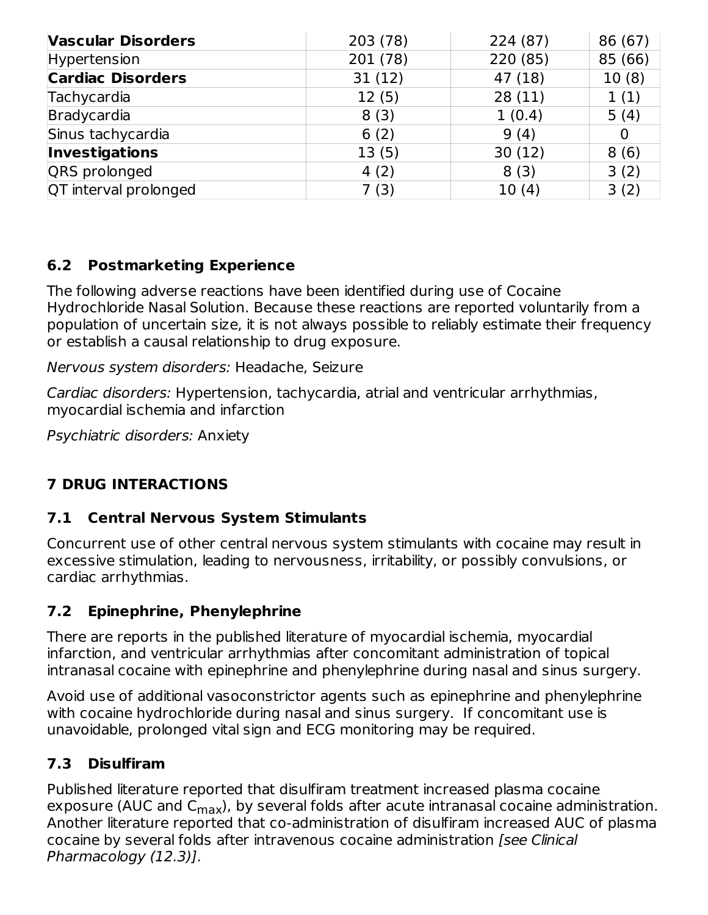| **Vascular Disorders** | 203 (78) | 224 (87) | 86 (67) |
|---|---|---|---|
| Hypertension | 201 (78) | 220 (85) | 85 (66) |
| **Cardiac Disorders** | 31 (12) | 47 (18) | 10 (8) |
| Tachycardia | 12 (5) | 28 (11) | 1 (1) |
| Bradycardia | 8 (3) | 1 (0.4) | 5 (4) |
| Sinus tachycardia | 6 (2) | 9 (4) | 0 |
| **Investigations** | 13 (5) | 30 (12) | 8 (6) |
| QRS prolonged | 4 (2) | 8 (3) | 3 (2) |
| QT interval prolonged | 7 (3) | 10 (4) | 3 (2) |

### 6.2 Postmarketing Experience

The following adverse reactions have been identified during use of Cocaine Hydrochloride Nasal Solution. Because these reactions are reported voluntarily from a population of uncertain size, it is not always possible to reliably estimate their frequency or establish a causal relationship to drug exposure.

*Nervous system disorders:* Headache, Seizure

*Cardiac disorders:* Hypertension, tachycardia, atrial and ventricular arrhythmias, myocardial ischemia and infarction

*Psychiatric disorders:* Anxiety

## 7 DRUG INTERACTIONS

### 7.1 Central Nervous System Stimulants

Concurrent use of other central nervous system stimulants with cocaine may result in excessive stimulation, leading to nervousness, irritability, or possibly convulsions, or cardiac arrhythmias.

### 7.2 Epinephrine, Phenylephrine

There are reports in the published literature of myocardial ischemia, myocardial infarction, and ventricular arrhythmias after concomitant administration of topical intranasal cocaine with epinephrine and phenylephrine during nasal and sinus surgery.

Avoid use of additional vasoconstrictor agents such as epinephrine and phenylephrine with cocaine hydrochloride during nasal and sinus surgery. If concomitant use is unavoidable, prolonged vital sign and ECG monitoring may be required.

### 7.3 Disulfiram

Published literature reported that disulfiram treatment increased plasma cocaine exposure (AUC and $C_{max}$), by several folds after acute intranasal cocaine administration. Another literature reported that co-administration of disulfiram increased AUC of plasma cocaine by several folds after intravenous cocaine administration *[see Clinical Pharmacology (12.3)]*.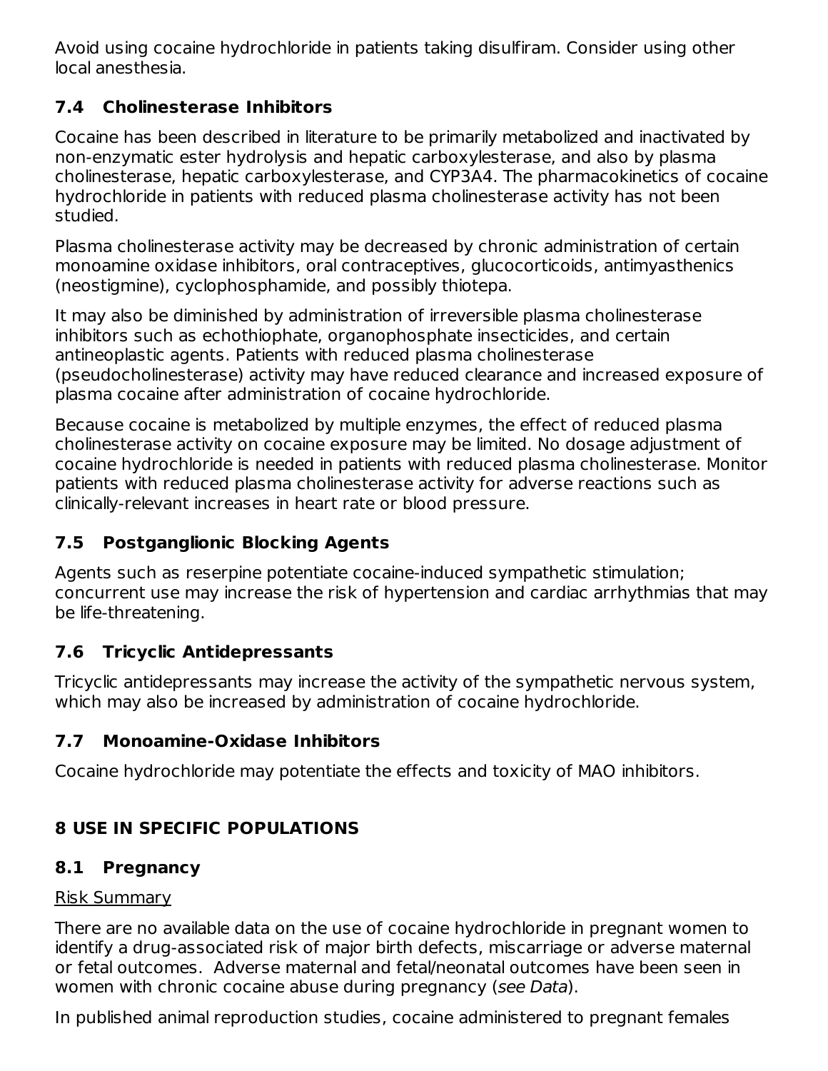Avoid using cocaine hydrochloride in patients taking disulfiram. Consider using other local anesthesia.

### 7.4 Cholinesterase Inhibitors

Cocaine has been described in literature to be primarily metabolized and inactivated by non-enzymatic ester hydrolysis and hepatic carboxylesterase, and also by plasma cholinesterase, hepatic carboxylesterase, and CYP3A4. The pharmacokinetics of cocaine hydrochloride in patients with reduced plasma cholinesterase activity has not been studied.

Plasma cholinesterase activity may be decreased by chronic administration of certain monoamine oxidase inhibitors, oral contraceptives, glucocorticoids, antimyasthenics (neostigmine), cyclophosphamide, and possibly thiotepa.

It may also be diminished by administration of irreversible plasma cholinesterase inhibitors such as echothiophate, organophosphate insecticides, and certain antineoplastic agents. Patients with reduced plasma cholinesterase (pseudocholinesterase) activity may have reduced clearance and increased exposure of plasma cocaine after administration of cocaine hydrochloride.

Because cocaine is metabolized by multiple enzymes, the effect of reduced plasma cholinesterase activity on cocaine exposure may be limited. No dosage adjustment of cocaine hydrochloride is needed in patients with reduced plasma cholinesterase. Monitor patients with reduced plasma cholinesterase activity for adverse reactions such as clinically-relevant increases in heart rate or blood pressure.

### 7.5 Postganglionic Blocking Agents

Agents such as reserpine potentiate cocaine-induced sympathetic stimulation; concurrent use may increase the risk of hypertension and cardiac arrhythmias that may be life-threatening.

### 7.6 Tricyclic Antidepressants

Tricyclic antidepressants may increase the activity of the sympathetic nervous system, which may also be increased by administration of cocaine hydrochloride.

### 7.7 Monoamine-Oxidase Inhibitors

Cocaine hydrochloride may potentiate the effects and toxicity of MAO inhibitors.

## 8 USE IN SPECIFIC POPULATIONS

### 8.1 Pregnancy

Risk Summary

There are no available data on the use of cocaine hydrochloride in pregnant women to identify a drug-associated risk of major birth defects, miscarriage or adverse maternal or fetal outcomes. Adverse maternal and fetal/neonatal outcomes have been seen in women with chronic cocaine abuse during pregnancy (*see Data*).

In published animal reproduction studies, cocaine administered to pregnant females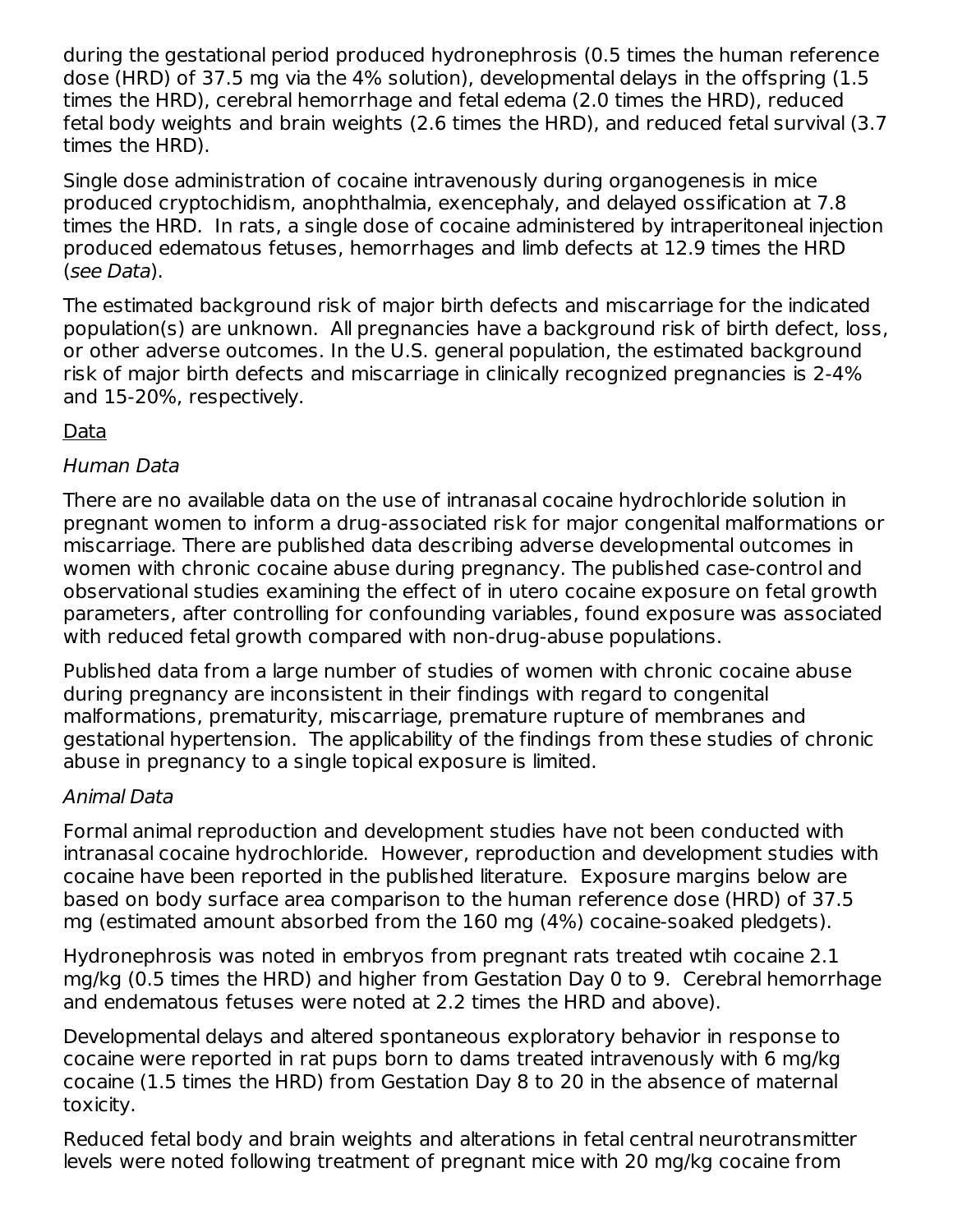during the gestational period produced hydronephrosis (0.5 times the human reference dose (HRD) of 37.5 mg via the 4% solution), developmental delays in the offspring (1.5 times the HRD), cerebral hemorrhage and fetal edema (2.0 times the HRD), reduced fetal body weights and brain weights (2.6 times the HRD), and reduced fetal survival (3.7 times the HRD).

Single dose administration of cocaine intravenously during organogenesis in mice produced cryptochidism, anophthalmia, exencephaly, and delayed ossification at 7.8 times the HRD. In rats, a single dose of cocaine administered by intraperitoneal injection produced edematous fetuses, hemorrhages and limb defects at 12.9 times the HRD (*see Data*).

The estimated background risk of major birth defects and miscarriage for the indicated population(s) are unknown. All pregnancies have a background risk of birth defect, loss, or other adverse outcomes. In the U.S. general population, the estimated background risk of major birth defects and miscarriage in clinically recognized pregnancies is 2-4% and 15-20%, respectively.

Data

*Human Data*

There are no available data on the use of intranasal cocaine hydrochloride solution in pregnant women to inform a drug-associated risk for major congenital malformations or miscarriage. There are published data describing adverse developmental outcomes in women with chronic cocaine abuse during pregnancy. The published case-control and observational studies examining the effect of in utero cocaine exposure on fetal growth parameters, after controlling for confounding variables, found exposure was associated with reduced fetal growth compared with non-drug-abuse populations.

Published data from a large number of studies of women with chronic cocaine abuse during pregnancy are inconsistent in their findings with regard to congenital malformations, prematurity, miscarriage, premature rupture of membranes and gestational hypertension. The applicability of the findings from these studies of chronic abuse in pregnancy to a single topical exposure is limited.

*Animal Data*

Formal animal reproduction and development studies have not been conducted with intranasal cocaine hydrochloride. However, reproduction and development studies with cocaine have been reported in the published literature. Exposure margins below are based on body surface area comparison to the human reference dose (HRD) of 37.5 mg (estimated amount absorbed from the 160 mg (4%) cocaine-soaked pledgets).

Hydronephrosis was noted in embryos from pregnant rats treated wtih cocaine 2.1 mg/kg (0.5 times the HRD) and higher from Gestation Day 0 to 9. Cerebral hemorrhage and endematous fetuses were noted at 2.2 times the HRD and above).

Developmental delays and altered spontaneous exploratory behavior in response to cocaine were reported in rat pups born to dams treated intravenously with 6 mg/kg cocaine (1.5 times the HRD) from Gestation Day 8 to 20 in the absence of maternal toxicity.

Reduced fetal body and brain weights and alterations in fetal central neurotransmitter levels were noted following treatment of pregnant mice with 20 mg/kg cocaine from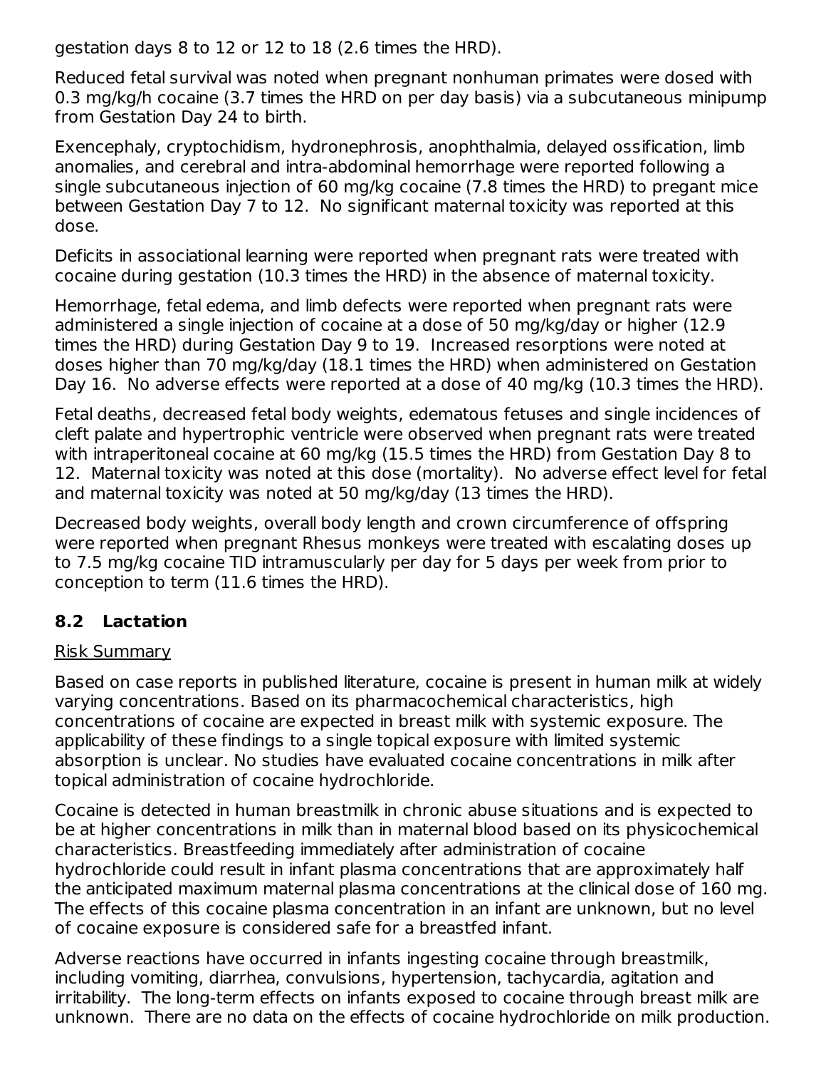gestation days 8 to 12 or 12 to 18 (2.6 times the HRD).

Reduced fetal survival was noted when pregnant nonhuman primates were dosed with 0.3 mg/kg/h cocaine (3.7 times the HRD on per day basis) via a subcutaneous minipump from Gestation Day 24 to birth.

Exencephaly, cryptochidism, hydronephrosis, anophthalmia, delayed ossification, limb anomalies, and cerebral and intra-abdominal hemorrhage were reported following a single subcutaneous injection of 60 mg/kg cocaine (7.8 times the HRD) to pregant mice between Gestation Day 7 to 12. No significant maternal toxicity was reported at this dose.

Deficits in associational learning were reported when pregnant rats were treated with cocaine during gestation (10.3 times the HRD) in the absence of maternal toxicity.

Hemorrhage, fetal edema, and limb defects were reported when pregnant rats were administered a single injection of cocaine at a dose of 50 mg/kg/day or higher (12.9 times the HRD) during Gestation Day 9 to 19. Increased resorptions were noted at doses higher than 70 mg/kg/day (18.1 times the HRD) when administered on Gestation Day 16. No adverse effects were reported at a dose of 40 mg/kg (10.3 times the HRD).

Fetal deaths, decreased fetal body weights, edematous fetuses and single incidences of cleft palate and hypertrophic ventricle were observed when pregnant rats were treated with intraperitoneal cocaine at 60 mg/kg (15.5 times the HRD) from Gestation Day 8 to 12. Maternal toxicity was noted at this dose (mortality). No adverse effect level for fetal and maternal toxicity was noted at 50 mg/kg/day (13 times the HRD).

Decreased body weights, overall body length and crown circumference of offspring were reported when pregnant Rhesus monkeys were treated with escalating doses up to 7.5 mg/kg cocaine TID intramuscularly per day for 5 days per week from prior to conception to term (11.6 times the HRD).

## 8.2 Lactation

Risk Summary

Based on case reports in published literature, cocaine is present in human milk at widely varying concentrations. Based on its pharmacochemical characteristics, high concentrations of cocaine are expected in breast milk with systemic exposure. The applicability of these findings to a single topical exposure with limited systemic absorption is unclear. No studies have evaluated cocaine concentrations in milk after topical administration of cocaine hydrochloride.

Cocaine is detected in human breastmilk in chronic abuse situations and is expected to be at higher concentrations in milk than in maternal blood based on its physicochemical characteristics. Breastfeeding immediately after administration of cocaine hydrochloride could result in infant plasma concentrations that are approximately half the anticipated maximum maternal plasma concentrations at the clinical dose of 160 mg. The effects of this cocaine plasma concentration in an infant are unknown, but no level of cocaine exposure is considered safe for a breastfed infant.

Adverse reactions have occurred in infants ingesting cocaine through breastmilk, including vomiting, diarrhea, convulsions, hypertension, tachycardia, agitation and irritability. The long-term effects on infants exposed to cocaine through breast milk are unknown. There are no data on the effects of cocaine hydrochloride on milk production.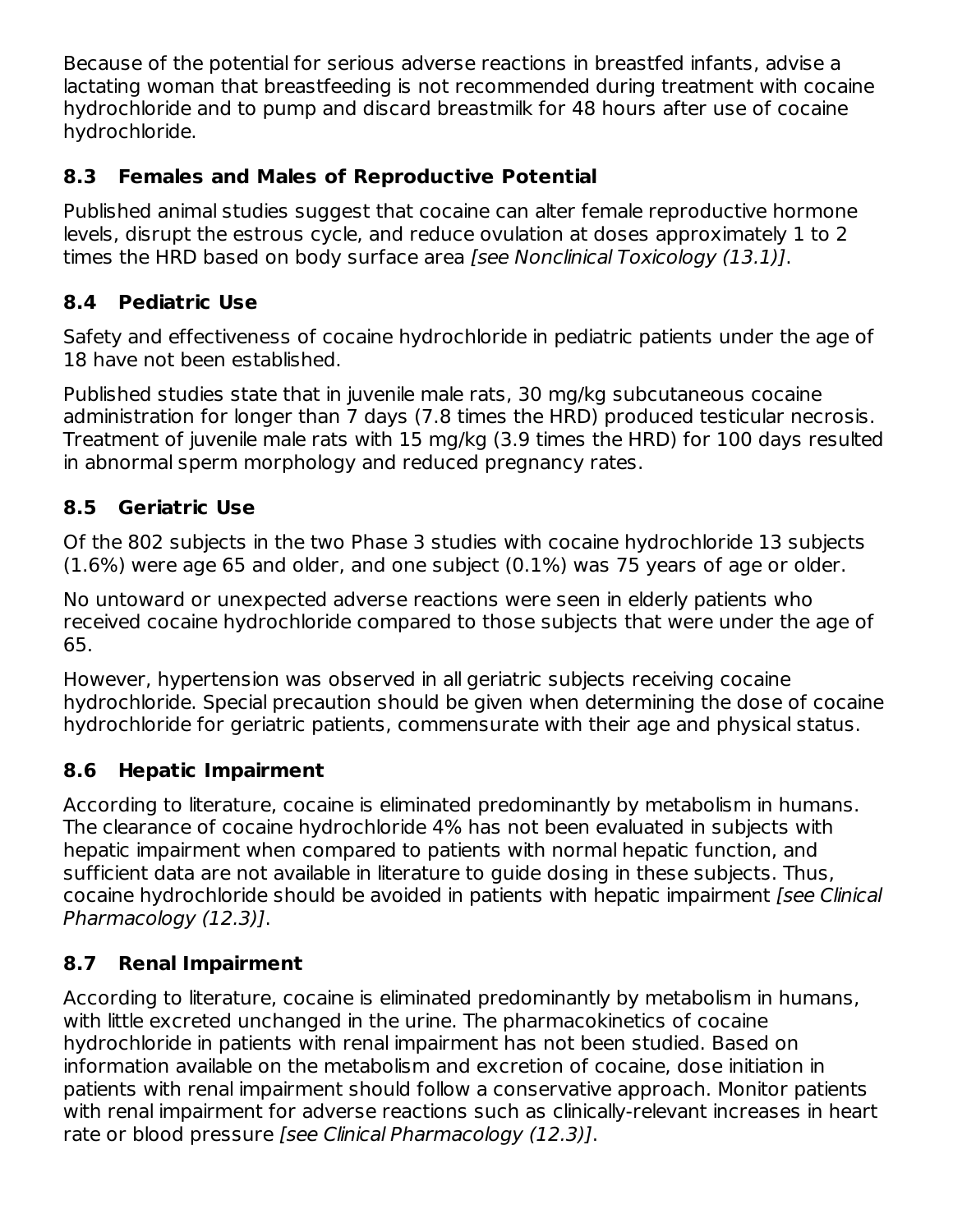Because of the potential for serious adverse reactions in breastfed infants, advise a lactating woman that breastfeeding is not recommended during treatment with cocaine hydrochloride and to pump and discard breastmilk for 48 hours after use of cocaine hydrochloride.

### 8.3 Females and Males of Reproductive Potential

Published animal studies suggest that cocaine can alter female reproductive hormone levels, disrupt the estrous cycle, and reduce ovulation at doses approximately 1 to 2 times the HRD based on body surface area *[see Nonclinical Toxicology (13.1)]*.

### 8.4 Pediatric Use

Safety and effectiveness of cocaine hydrochloride in pediatric patients under the age of 18 have not been established.

Published studies state that in juvenile male rats, 30 mg/kg subcutaneous cocaine administration for longer than 7 days (7.8 times the HRD) produced testicular necrosis. Treatment of juvenile male rats with 15 mg/kg (3.9 times the HRD) for 100 days resulted in abnormal sperm morphology and reduced pregnancy rates.

### 8.5 Geriatric Use

Of the 802 subjects in the two Phase 3 studies with cocaine hydrochloride 13 subjects (1.6%) were age 65 and older, and one subject (0.1%) was 75 years of age or older.

No untoward or unexpected adverse reactions were seen in elderly patients who received cocaine hydrochloride compared to those subjects that were under the age of 65.

However, hypertension was observed in all geriatric subjects receiving cocaine hydrochloride. Special precaution should be given when determining the dose of cocaine hydrochloride for geriatric patients, commensurate with their age and physical status.

### 8.6 Hepatic Impairment

According to literature, cocaine is eliminated predominantly by metabolism in humans. The clearance of cocaine hydrochloride 4% has not been evaluated in subjects with hepatic impairment when compared to patients with normal hepatic function, and sufficient data are not available in literature to guide dosing in these subjects. Thus, cocaine hydrochloride should be avoided in patients with hepatic impairment *[see Clinical Pharmacology (12.3)]*.

### 8.7 Renal Impairment

According to literature, cocaine is eliminated predominantly by metabolism in humans, with little excreted unchanged in the urine. The pharmacokinetics of cocaine hydrochloride in patients with renal impairment has not been studied. Based on information available on the metabolism and excretion of cocaine, dose initiation in patients with renal impairment should follow a conservative approach. Monitor patients with renal impairment for adverse reactions such as clinically-relevant increases in heart rate or blood pressure *[see Clinical Pharmacology (12.3)]*.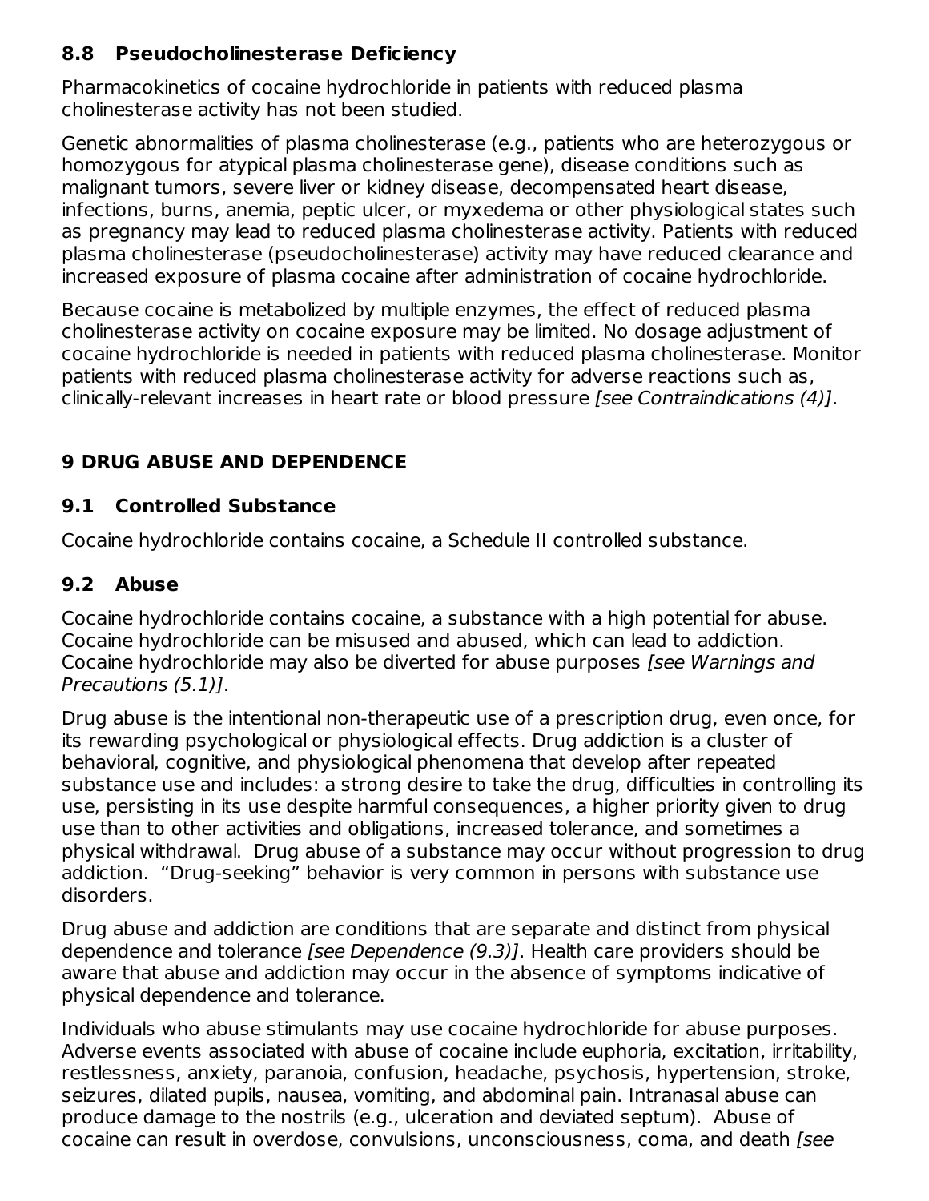### 8.8 Pseudocholinesterase Deficiency

Pharmacokinetics of cocaine hydrochloride in patients with reduced plasma cholinesterase activity has not been studied.

Genetic abnormalities of plasma cholinesterase (e.g., patients who are heterozygous or homozygous for atypical plasma cholinesterase gene), disease conditions such as malignant tumors, severe liver or kidney disease, decompensated heart disease, infections, burns, anemia, peptic ulcer, or myxedema or other physiological states such as pregnancy may lead to reduced plasma cholinesterase activity. Patients with reduced plasma cholinesterase (pseudocholinesterase) activity may have reduced clearance and increased exposure of plasma cocaine after administration of cocaine hydrochloride.

Because cocaine is metabolized by multiple enzymes, the effect of reduced plasma cholinesterase activity on cocaine exposure may be limited. No dosage adjustment of cocaine hydrochloride is needed in patients with reduced plasma cholinesterase. Monitor patients with reduced plasma cholinesterase activity for adverse reactions such as, clinically-relevant increases in heart rate or blood pressure *[see Contraindications (4)]*.

## 9 DRUG ABUSE AND DEPENDENCE

### 9.1 Controlled Substance

Cocaine hydrochloride contains cocaine, a Schedule II controlled substance.

### 9.2 Abuse

Cocaine hydrochloride contains cocaine, a substance with a high potential for abuse. Cocaine hydrochloride can be misused and abused, which can lead to addiction. Cocaine hydrochloride may also be diverted for abuse purposes *[see Warnings and Precautions (5.1)]*.

Drug abuse is the intentional non-therapeutic use of a prescription drug, even once, for its rewarding psychological or physiological effects. Drug addiction is a cluster of behavioral, cognitive, and physiological phenomena that develop after repeated substance use and includes: a strong desire to take the drug, difficulties in controlling its use, persisting in its use despite harmful consequences, a higher priority given to drug use than to other activities and obligations, increased tolerance, and sometimes a physical withdrawal. Drug abuse of a substance may occur without progression to drug addiction. "Drug-seeking" behavior is very common in persons with substance use disorders.

Drug abuse and addiction are conditions that are separate and distinct from physical dependence and tolerance *[see Dependence (9.3)]*. Health care providers should be aware that abuse and addiction may occur in the absence of symptoms indicative of physical dependence and tolerance.

Individuals who abuse stimulants may use cocaine hydrochloride for abuse purposes. Adverse events associated with abuse of cocaine include euphoria, excitation, irritability, restlessness, anxiety, paranoia, confusion, headache, psychosis, hypertension, stroke, seizures, dilated pupils, nausea, vomiting, and abdominal pain. Intranasal abuse can produce damage to the nostrils (e.g., ulceration and deviated septum). Abuse of cocaine can result in overdose, convulsions, unconsciousness, coma, and death *[see*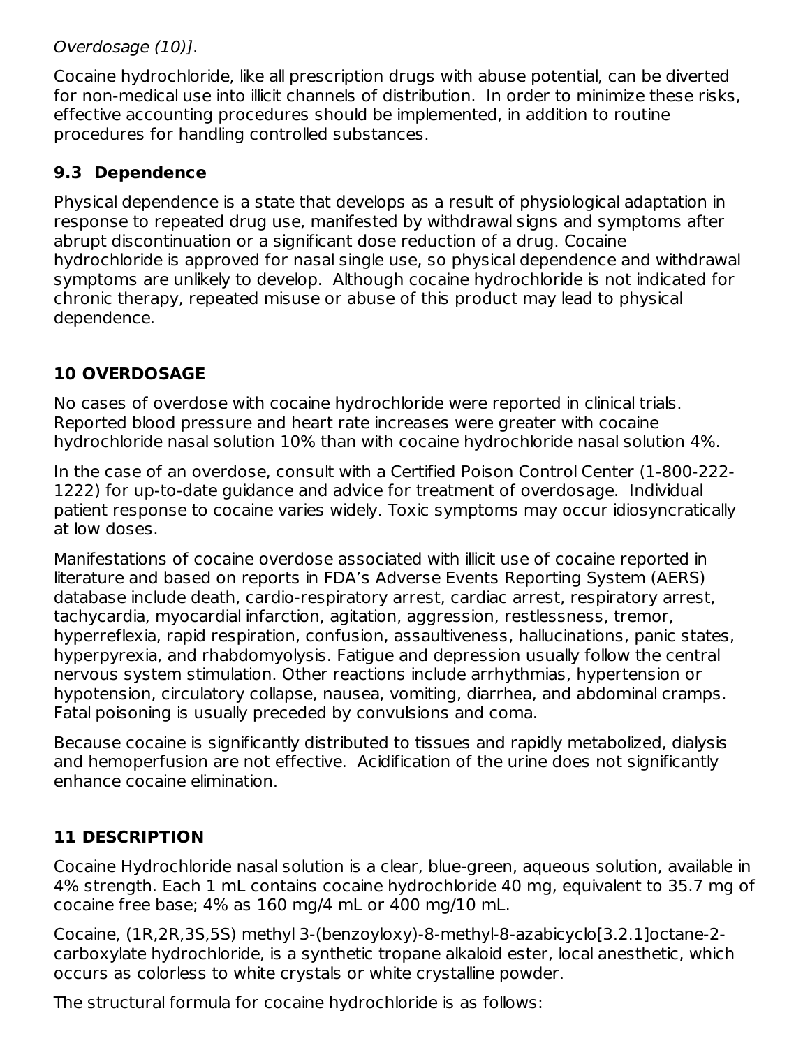*Overdosage (10)]*.

Cocaine hydrochloride, like all prescription drugs with abuse potential, can be diverted for non-medical use into illicit channels of distribution. In order to minimize these risks, effective accounting procedures should be implemented, in addition to routine procedures for handling controlled substances.

### 9.3 Dependence

Physical dependence is a state that develops as a result of physiological adaptation in response to repeated drug use, manifested by withdrawal signs and symptoms after abrupt discontinuation or a significant dose reduction of a drug. Cocaine hydrochloride is approved for nasal single use, so physical dependence and withdrawal symptoms are unlikely to develop. Although cocaine hydrochloride is not indicated for chronic therapy, repeated misuse or abuse of this product may lead to physical dependence.

## 10 OVERDOSAGE

No cases of overdose with cocaine hydrochloride were reported in clinical trials. Reported blood pressure and heart rate increases were greater with cocaine hydrochloride nasal solution 10% than with cocaine hydrochloride nasal solution 4%.

In the case of an overdose, consult with a Certified Poison Control Center (1-800-222-1222) for up-to-date guidance and advice for treatment of overdosage. Individual patient response to cocaine varies widely. Toxic symptoms may occur idiosyncratically at low doses.

Manifestations of cocaine overdose associated with illicit use of cocaine reported in literature and based on reports in FDA's Adverse Events Reporting System (AERS) database include death, cardio-respiratory arrest, cardiac arrest, respiratory arrest, tachycardia, myocardial infarction, agitation, aggression, restlessness, tremor, hyperreflexia, rapid respiration, confusion, assaultiveness, hallucinations, panic states, hyperpyrexia, and rhabdomyolysis. Fatigue and depression usually follow the central nervous system stimulation. Other reactions include arrhythmias, hypertension or hypotension, circulatory collapse, nausea, vomiting, diarrhea, and abdominal cramps. Fatal poisoning is usually preceded by convulsions and coma.

Because cocaine is significantly distributed to tissues and rapidly metabolized, dialysis and hemoperfusion are not effective. Acidification of the urine does not significantly enhance cocaine elimination.

## 11 DESCRIPTION

Cocaine Hydrochloride nasal solution is a clear, blue-green, aqueous solution, available in 4% strength. Each 1 mL contains cocaine hydrochloride 40 mg, equivalent to 35.7 mg of cocaine free base; 4% as 160 mg/4 mL or 400 mg/10 mL.

Cocaine, (1R,2R,3S,5S) methyl 3-(benzoyloxy)-8-methyl-8-azabicyclo[3.2.1]octane-2-carboxylate hydrochloride, is a synthetic tropane alkaloid ester, local anesthetic, which occurs as colorless to white crystals or white crystalline powder.

The structural formula for cocaine hydrochloride is as follows: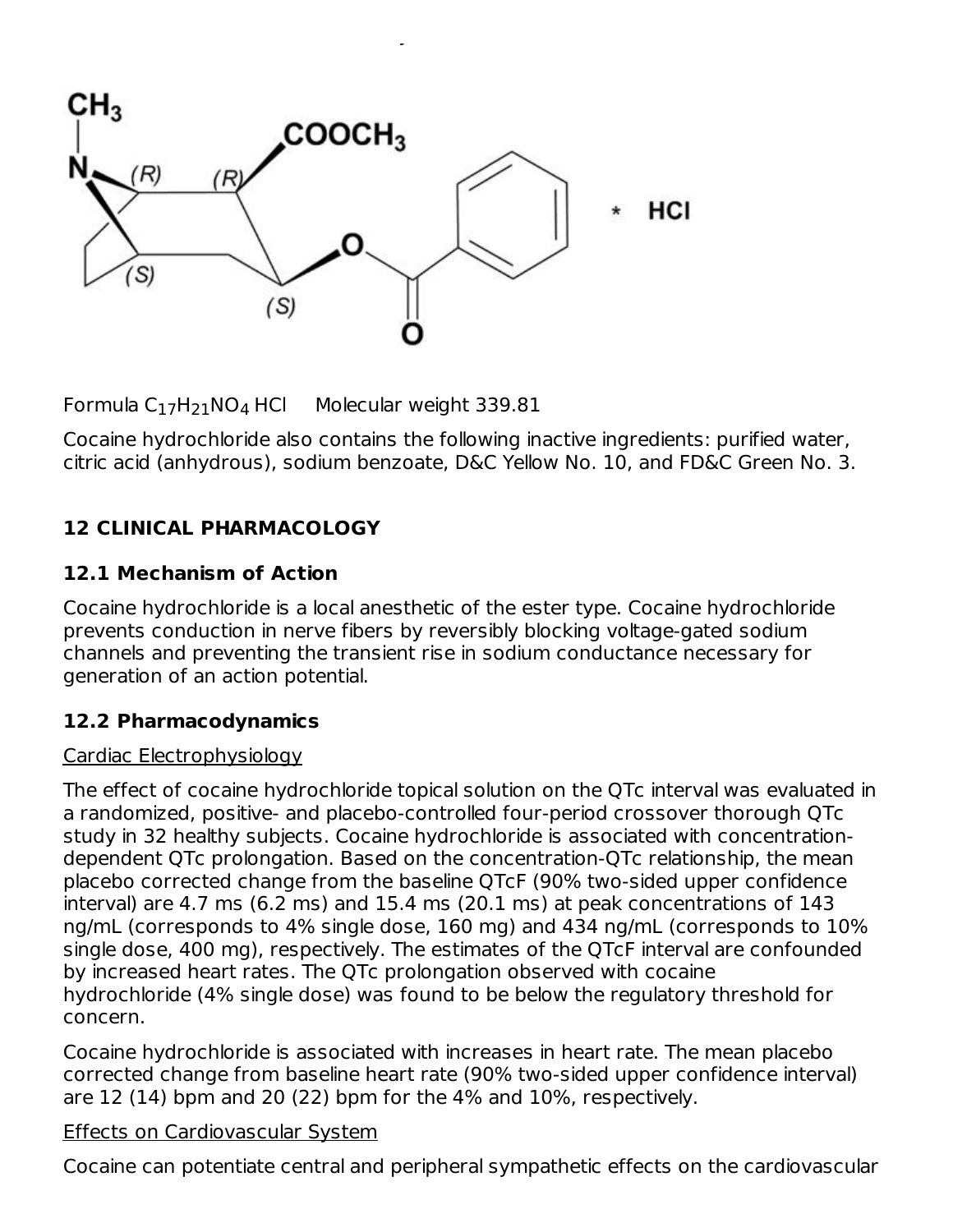Formula $C_{17}H_{21}NO_4$ HCl Molecular weight 339.81

Cocaine hydrochloride also contains the following inactive ingredients: purified water, citric acid (anhydrous), sodium benzoate, D&C Yellow No. 10, and FD&C Green No. 3.

## 12 CLINICAL PHARMACOLOGY

### 12.1 Mechanism of Action

Cocaine hydrochloride is a local anesthetic of the ester type. Cocaine hydrochloride prevents conduction in nerve fibers by reversibly blocking voltage-gated sodium channels and preventing the transient rise in sodium conductance necessary for generation of an action potential.

### 12.2 Pharmacodynamics

Cardiac Electrophysiology

The effect of cocaine hydrochloride topical solution on the QTc interval was evaluated in a randomized, positive- and placebo-controlled four-period crossover thorough QTc study in 32 healthy subjects. Cocaine hydrochloride is associated with concentration-dependent QTc prolongation. Based on the concentration-QTc relationship, the mean placebo corrected change from the baseline QTcF (90% two-sided upper confidence interval) are 4.7 ms (6.2 ms) and 15.4 ms (20.1 ms) at peak concentrations of 143 ng/mL (corresponds to 4% single dose, 160 mg) and 434 ng/mL (corresponds to 10% single dose, 400 mg), respectively. The estimates of the QTcF interval are confounded by increased heart rates. The QTc prolongation observed with cocaine hydrochloride (4% single dose) was found to be below the regulatory threshold for concern.

Cocaine hydrochloride is associated with increases in heart rate. The mean placebo corrected change from baseline heart rate (90% two-sided upper confidence interval) are 12 (14) bpm and 20 (22) bpm for the 4% and 10%, respectively.

Effects on Cardiovascular System

Cocaine can potentiate central and peripheral sympathetic effects on the cardiovascular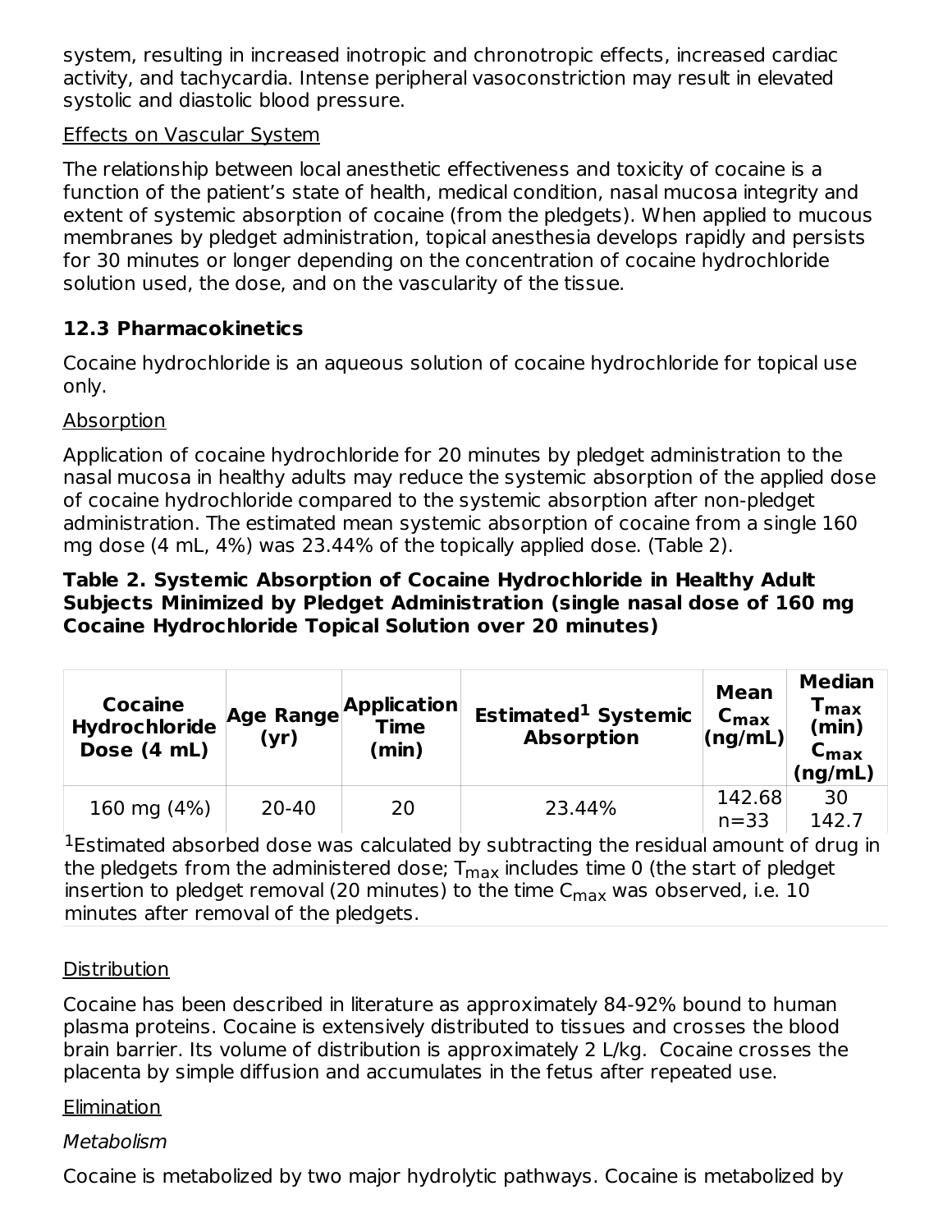system, resulting in increased inotropic and chronotropic effects, increased cardiac activity, and tachycardia. Intense peripheral vasoconstriction may result in elevated systolic and diastolic blood pressure.

Effects on Vascular System

The relationship between local anesthetic effectiveness and toxicity of cocaine is a function of the patient's state of health, medical condition, nasal mucosa integrity and extent of systemic absorption of cocaine (from the pledgets). When applied to mucous membranes by pledget administration, topical anesthesia develops rapidly and persists for 30 minutes or longer depending on the concentration of cocaine hydrochloride solution used, the dose, and on the vascularity of the tissue.

### 12.3 Pharmacokinetics

Cocaine hydrochloride is an aqueous solution of cocaine hydrochloride for topical use only.

Absorption

Application of cocaine hydrochloride for 20 minutes by pledget administration to the nasal mucosa in healthy adults may reduce the systemic absorption of the applied dose of cocaine hydrochloride compared to the systemic absorption after non-pledget administration. The estimated mean systemic absorption of cocaine from a single 160 mg dose (4 mL, 4%) was 23.44% of the topically applied dose. (Table 2).

**Table 2. Systemic Absorption of Cocaine Hydrochloride in Healthy Adult Subjects Minimized by Pledget Administration (single nasal dose of 160 mg Cocaine Hydrochloride Topical Solution over 20 minutes)**

| Cocaine Hydrochloride Dose (4 mL) | Age Range (yr) | Application Time (min) | Estimated[1] Systemic Absorption | Mean $C_{max}$ (ng/mL) | Median $T_{max}$ (min) $C_{max}$ (ng/mL) |
|---|---|---|---|---|---|
| 160 mg (4%) | 20-40 | 20 | 23.44% | 142.68 n=33 | 30 142.7 |

[1]Estimated absorbed dose was calculated by subtracting the residual amount of drug in the pledgets from the administered dose; $T_{max}$ includes time 0 (the start of pledget insertion to pledget removal (20 minutes) to the time $C_{max}$ was observed, i.e. 10 minutes after removal of the pledgets.

Distribution

Cocaine has been described in literature as approximately 84-92% bound to human plasma proteins. Cocaine is extensively distributed to tissues and crosses the blood brain barrier. Its volume of distribution is approximately 2 L/kg. Cocaine crosses the placenta by simple diffusion and accumulates in the fetus after repeated use.

Elimination

*Metabolism*

Cocaine is metabolized by two major hydrolytic pathways. Cocaine is metabolized by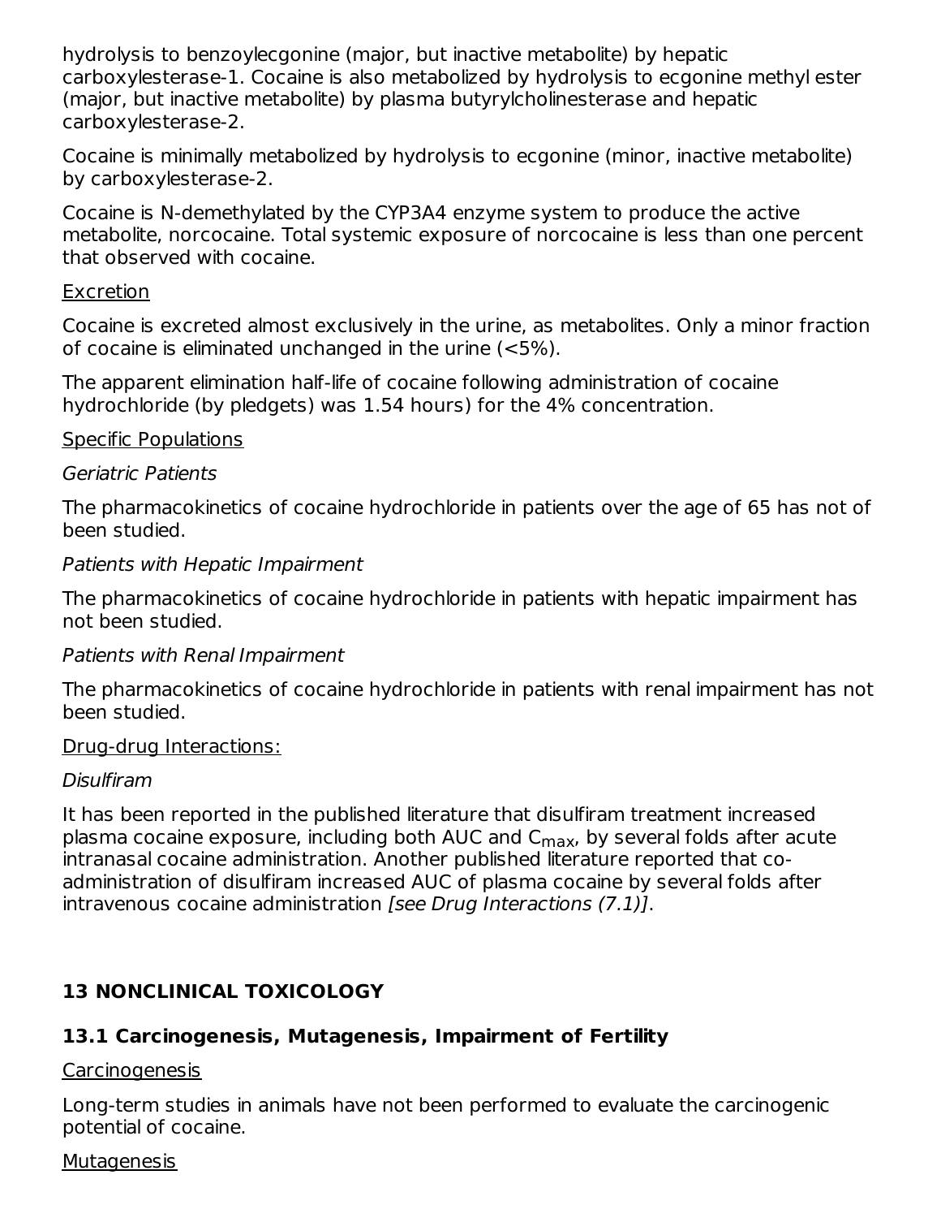hydrolysis to benzoylecgonine (major, but inactive metabolite) by hepatic carboxylesterase-1. Cocaine is also metabolized by hydrolysis to ecgonine methyl ester (major, but inactive metabolite) by plasma butyrylcholinesterase and hepatic carboxylesterase-2.

Cocaine is minimally metabolized by hydrolysis to ecgonine (minor, inactive metabolite) by carboxylesterase-2.

Cocaine is N-demethylated by the CYP3A4 enzyme system to produce the active metabolite, norcocaine. Total systemic exposure of norcocaine is less than one percent that observed with cocaine.

Excretion

Cocaine is excreted almost exclusively in the urine, as metabolites. Only a minor fraction of cocaine is eliminated unchanged in the urine (<5%).

The apparent elimination half-life of cocaine following administration of cocaine hydrochloride (by pledgets) was 1.54 hours) for the 4% concentration.

Specific Populations

*Geriatric Patients*

The pharmacokinetics of cocaine hydrochloride in patients over the age of 65 has not of been studied.

*Patients with Hepatic Impairment*

The pharmacokinetics of cocaine hydrochloride in patients with hepatic impairment has not been studied.

*Patients with Renal Impairment*

The pharmacokinetics of cocaine hydrochloride in patients with renal impairment has not been studied.

Drug-drug Interactions:

*Disulfiram*

It has been reported in the published literature that disulfiram treatment increased plasma cocaine exposure, including both AUC and $C_{max}$, by several folds after acute intranasal cocaine administration. Another published literature reported that co-administration of disulfiram increased AUC of plasma cocaine by several folds after intravenous cocaine administration *[see Drug Interactions (7.1)]*.

## 13 NONCLINICAL TOXICOLOGY

### 13.1 Carcinogenesis, Mutagenesis, Impairment of Fertility

Carcinogenesis

Long-term studies in animals have not been performed to evaluate the carcinogenic potential of cocaine.

Mutagenesis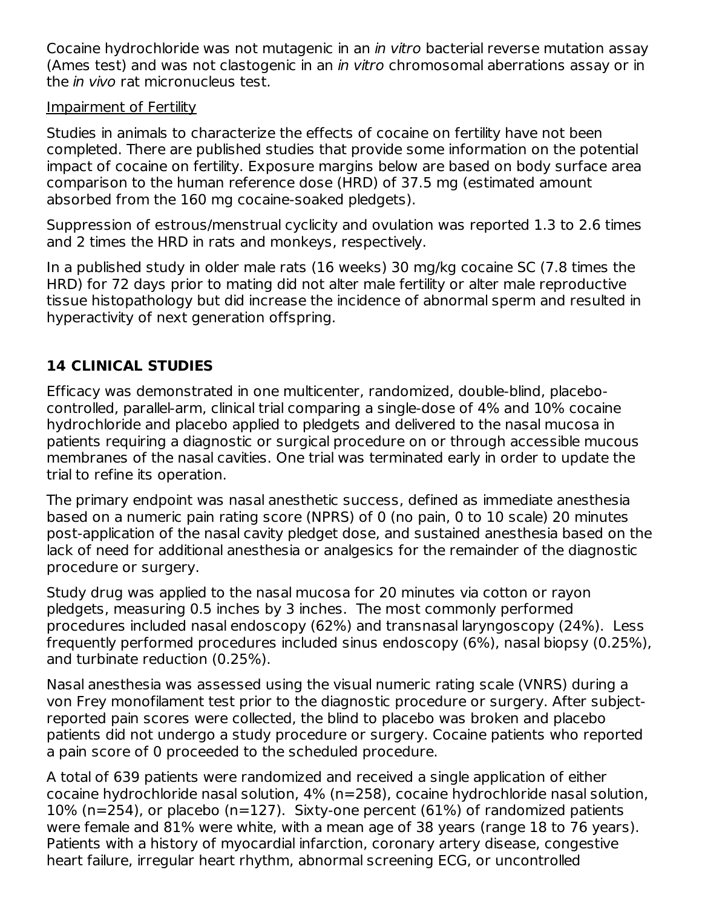Cocaine hydrochloride was not mutagenic in an *in vitro* bacterial reverse mutation assay (Ames test) and was not clastogenic in an *in vitro* chromosomal aberrations assay or in the *in vivo* rat micronucleus test.

Impairment of Fertility

Studies in animals to characterize the effects of cocaine on fertility have not been completed. There are published studies that provide some information on the potential impact of cocaine on fertility. Exposure margins below are based on body surface area comparison to the human reference dose (HRD) of 37.5 mg (estimated amount absorbed from the 160 mg cocaine-soaked pledgets).

Suppression of estrous/menstrual cyclicity and ovulation was reported 1.3 to 2.6 times and 2 times the HRD in rats and monkeys, respectively.

In a published study in older male rats (16 weeks) 30 mg/kg cocaine SC (7.8 times the HRD) for 72 days prior to mating did not alter male fertility or alter male reproductive tissue histopathology but did increase the incidence of abnormal sperm and resulted in hyperactivity of next generation offspring.

## 14 CLINICAL STUDIES

Efficacy was demonstrated in one multicenter, randomized, double-blind, placebo-controlled, parallel-arm, clinical trial comparing a single-dose of 4% and 10% cocaine hydrochloride and placebo applied to pledgets and delivered to the nasal mucosa in patients requiring a diagnostic or surgical procedure on or through accessible mucous membranes of the nasal cavities. One trial was terminated early in order to update the trial to refine its operation.

The primary endpoint was nasal anesthetic success, defined as immediate anesthesia based on a numeric pain rating score (NPRS) of 0 (no pain, 0 to 10 scale) 20 minutes post-application of the nasal cavity pledget dose, and sustained anesthesia based on the lack of need for additional anesthesia or analgesics for the remainder of the diagnostic procedure or surgery.

Study drug was applied to the nasal mucosa for 20 minutes via cotton or rayon pledgets, measuring 0.5 inches by 3 inches. The most commonly performed procedures included nasal endoscopy (62%) and transnasal laryngoscopy (24%). Less frequently performed procedures included sinus endoscopy (6%), nasal biopsy (0.25%), and turbinate reduction (0.25%).

Nasal anesthesia was assessed using the visual numeric rating scale (VNRS) during a von Frey monofilament test prior to the diagnostic procedure or surgery. After subject-reported pain scores were collected, the blind to placebo was broken and placebo patients did not undergo a study procedure or surgery. Cocaine patients who reported a pain score of 0 proceeded to the scheduled procedure.

A total of 639 patients were randomized and received a single application of either cocaine hydrochloride nasal solution, 4% (n=258), cocaine hydrochloride nasal solution, 10% (n=254), or placebo (n=127). Sixty-one percent (61%) of randomized patients were female and 81% were white, with a mean age of 38 years (range 18 to 76 years). Patients with a history of myocardial infarction, coronary artery disease, congestive heart failure, irregular heart rhythm, abnormal screening ECG, or uncontrolled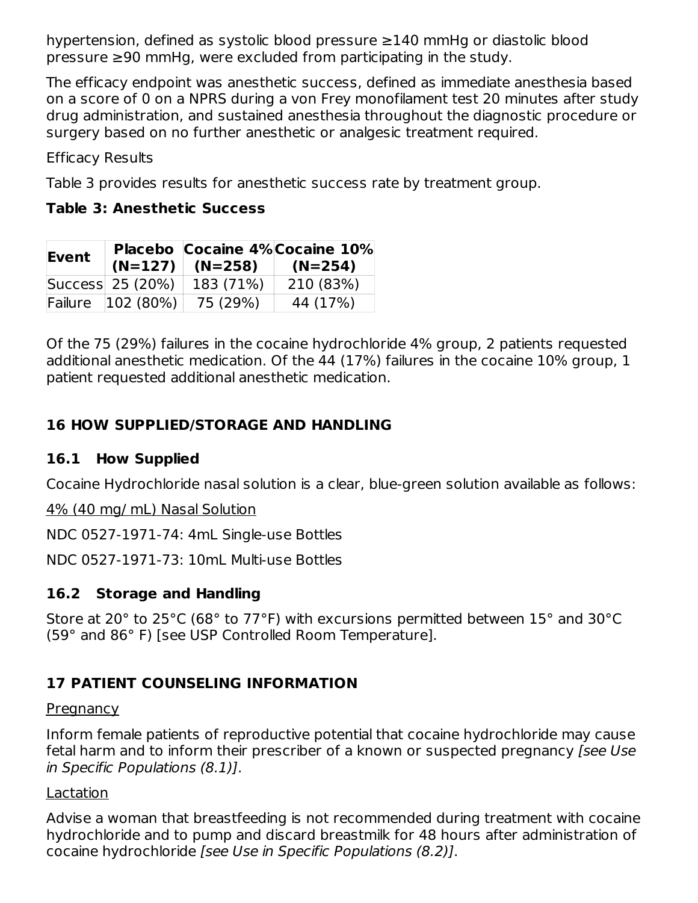hypertension, defined as systolic blood pressure ≥140 mmHg or diastolic blood pressure ≥90 mmHg, were excluded from participating in the study.

The efficacy endpoint was anesthetic success, defined as immediate anesthesia based on a score of 0 on a NPRS during a von Frey monofilament test 20 minutes after study drug administration, and sustained anesthesia throughout the diagnostic procedure or surgery based on no further anesthetic or analgesic treatment required.

Efficacy Results

Table 3 provides results for anesthetic success rate by treatment group.

**Table 3: Anesthetic Success**

| Event | Placebo (N=127) | Cocaine 4% (N=258) | Cocaine 10% (N=254) |
|---|---|---|---|
| Success | 25 (20%) | 183 (71%) | 210 (83%) |
| Failure | 102 (80%) | 75 (29%) | 44 (17%) |

Of the 75 (29%) failures in the cocaine hydrochloride 4% group, 2 patients requested additional anesthetic medication. Of the 44 (17%) failures in the cocaine 10% group, 1 patient requested additional anesthetic medication.

## 16 HOW SUPPLIED/STORAGE AND HANDLING

### 16.1 How Supplied

Cocaine Hydrochloride nasal solution is a clear, blue-green solution available as follows:

4% (40 mg/ mL) Nasal Solution

NDC 0527-1971-74: 4mL Single-use Bottles

NDC 0527-1971-73: 10mL Multi-use Bottles

### 16.2 Storage and Handling

Store at 20° to 25°C (68° to 77°F) with excursions permitted between 15° and 30°C (59° and 86° F) [see USP Controlled Room Temperature].

## 17 PATIENT COUNSELING INFORMATION

Pregnancy

Inform female patients of reproductive potential that cocaine hydrochloride may cause fetal harm and to inform their prescriber of a known or suspected pregnancy *[see Use in Specific Populations (8.1)]*.

Lactation

Advise a woman that breastfeeding is not recommended during treatment with cocaine hydrochloride and to pump and discard breastmilk for 48 hours after administration of cocaine hydrochloride *[see Use in Specific Populations (8.2)]*.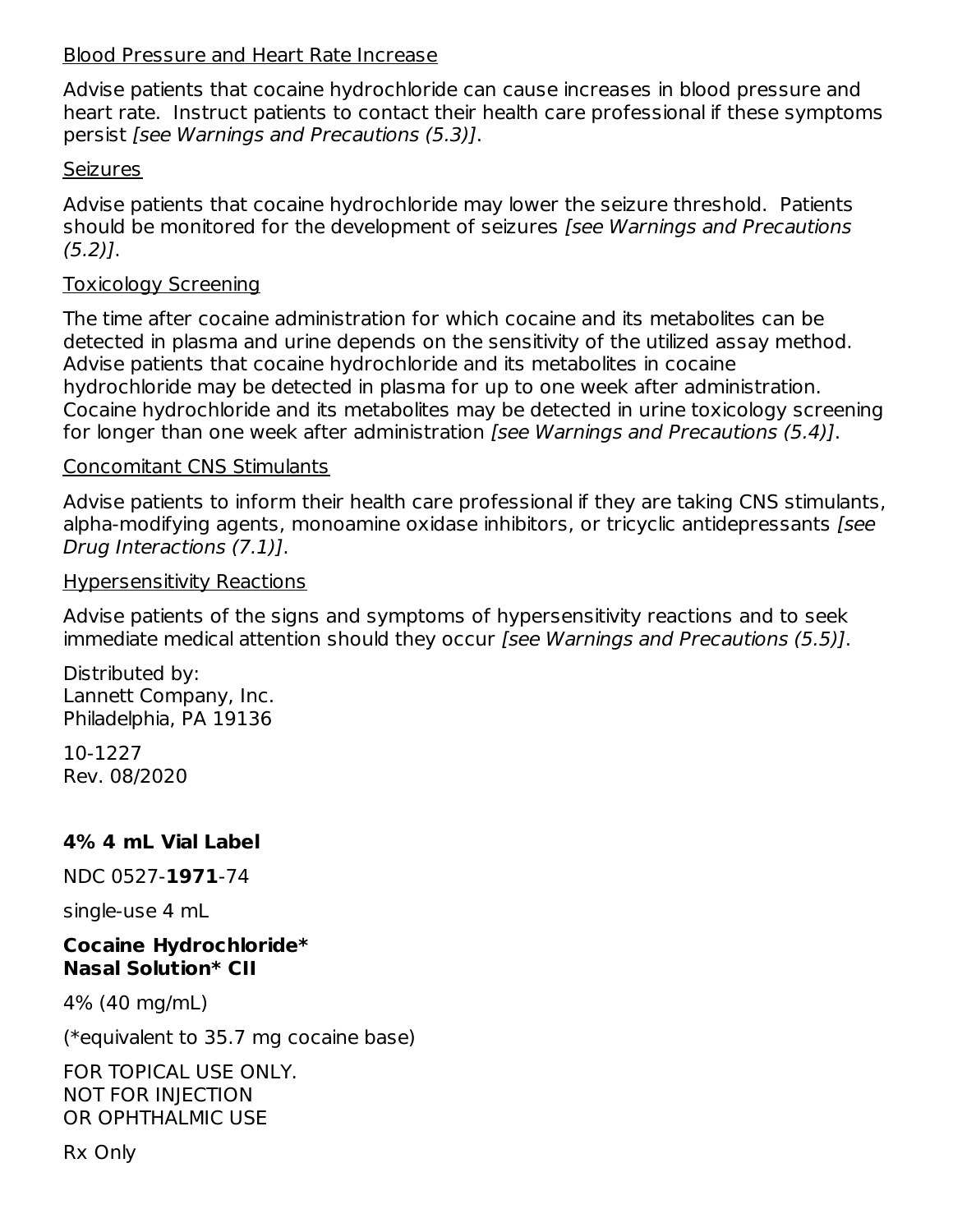Blood Pressure and Heart Rate Increase

Advise patients that cocaine hydrochloride can cause increases in blood pressure and heart rate. Instruct patients to contact their health care professional if these symptoms persist *[see Warnings and Precautions (5.3)]*.

Seizures

Advise patients that cocaine hydrochloride may lower the seizure threshold. Patients should be monitored for the development of seizures *[see Warnings and Precautions (5.2)]*.

Toxicology Screening

The time after cocaine administration for which cocaine and its metabolites can be detected in plasma and urine depends on the sensitivity of the utilized assay method. Advise patients that cocaine hydrochloride and its metabolites in cocaine hydrochloride may be detected in plasma for up to one week after administration. Cocaine hydrochloride and its metabolites may be detected in urine toxicology screening for longer than one week after administration *[see Warnings and Precautions (5.4)]*.

Concomitant CNS Stimulants

Advise patients to inform their health care professional if they are taking CNS stimulants, alpha-modifying agents, monoamine oxidase inhibitors, or tricyclic antidepressants *[see Drug Interactions (7.1)]*.

Hypersensitivity Reactions

Advise patients of the signs and symptoms of hypersensitivity reactions and to seek immediate medical attention should they occur *[see Warnings and Precautions (5.5)]*.

Distributed by:
Lannett Company, Inc.
Philadelphia, PA 19136

10-1227
Rev. 08/2020

**4% 4 mL Vial Label**

NDC 0527-**1971**-74

single-use 4 mL

**Cocaine Hydrochloride***
**Nasal Solution* CII**

4% (40 mg/mL)

(*equivalent to 35.7 mg cocaine base)

FOR TOPICAL USE ONLY.
NOT FOR INJECTION
OR OPHTHALMIC USE

Rx Only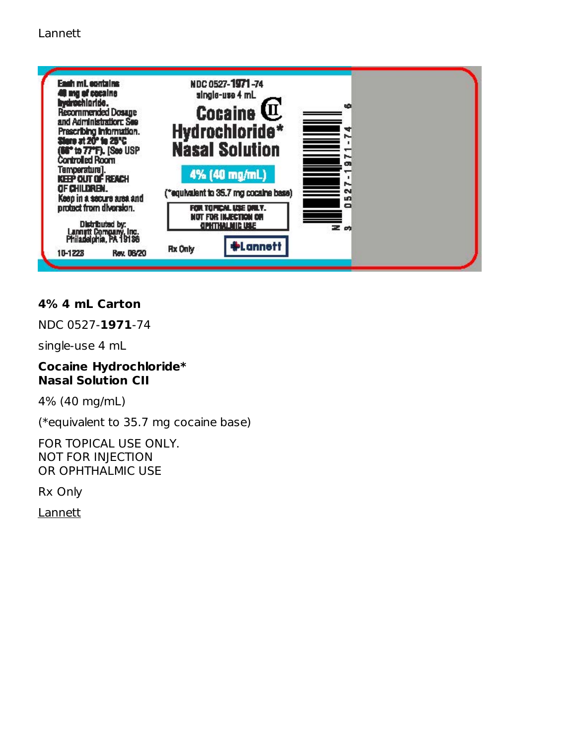Lannett

Each mL contains 40 mg of cocaine hydrochloride. Recommended Dosage and Administration: See Prescribing Information. Store at 20° to 25°C (68° to 77°F). [See USP Controlled Room Temperature]. KEEP OUT OF REACH OF CHILDREN. Keep in a secure area and protect from diversion.

Distributed by: Lannett Company, Inc. Philadelphia, PA 19136

10-1228 Rev. 08/20

NDC 0527-**1971**-74 single-use 4 mL

Cocaine Hydrochloride* Nasal Solution CII

4% (40 mg/mL)

(*equivalent to 35.7 mg cocaine base)

FOR TOPICAL USE ONLY. NOT FOR INJECTION OR OPHTHALMIC USE

Rx Only

Lannett

3 0527-1971-74 6

**4% 4 mL Carton**

NDC 0527-**1971**-74

single-use 4 mL

**Cocaine Hydrochloride***
**Nasal Solution CII**

4% (40 mg/mL)

(*equivalent to 35.7 mg cocaine base)

FOR TOPICAL USE ONLY.
NOT FOR INJECTION
OR OPHTHALMIC USE

Rx Only

Lannett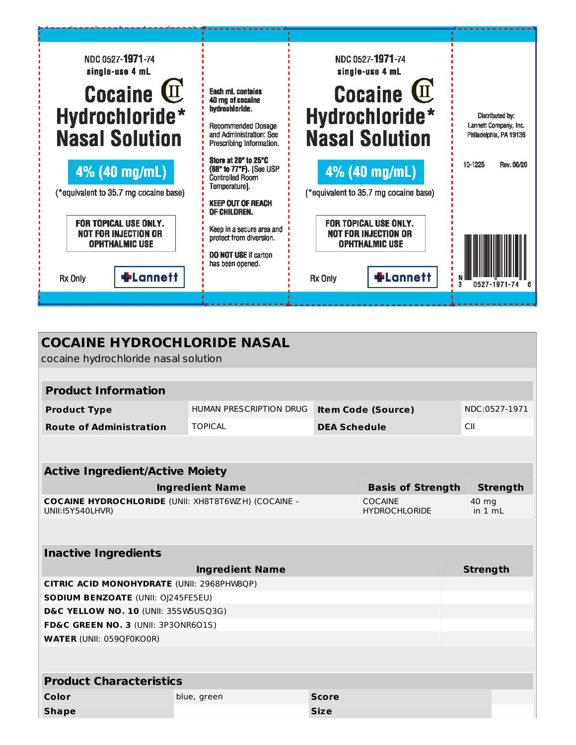NDC 0527-1971-74
single-use 4 mL

**Cocaine CII Hydrochloride* Nasal Solution**

**4% (40 mg/mL)**

(*equivalent to 35.7 mg cocaine base)

**FOR TOPICAL USE ONLY. NOT FOR INJECTION OR OPHTHALMIC USE**

Rx Only

Lannett

**Each mL contains 40 mg of cocaine hydrochloride.**

Recommended Dosage and Administration: See Prescribing Information.

**Store at 20° to 25°C (68° to 77°F).** [See USP Controlled Room Temperature].

**KEEP OUT OF REACH OF CHILDREN.**

Keep in a secure area and protect from diversion.

**DO NOT USE** if carton has been opened.

NDC 0527-1971-74
single-use 4 mL

**Cocaine CII Hydrochloride* Nasal Solution**

**4% (40 mg/mL)**

(*equivalent to 35.7 mg cocaine base)

**FOR TOPICAL USE ONLY. NOT FOR INJECTION OR OPHTHALMIC USE**

Rx Only

Lannett

Distributed by:
Lannett Company, Inc.
Philadelphia, PA 19136

10-1225 Rev. 06/20

N 3 0527-1971-74 6

## COCAINE HYDROCHLORIDE NASAL

cocaine hydrochloride nasal solution

| Product Information | | | |
|---|---|---|---|
| **Product Type** | HUMAN PRESCRIPTION DRUG | **Item Code (Source)** | NDC:0527-1971 |
| **Route of Administration** | TOPICAL | **DEA Schedule** | CII |

| Active Ingredient/Active Moiety | | |
|---|---|---|
| **Ingredient Name** | **Basis of Strength** | **Strength** |
| **COCAINE HYDROCHLORIDE** (UNII: XH8T8T6WZH) (COCAINE - UNII:I5Y540LHVR) | COCAINE HYDROCHLORIDE | 40 mg in 1 mL |

| Inactive Ingredients | |
|---|---|
| **Ingredient Name** | **Strength** |
| **CITRIC ACID MONOHYDRATE** (UNII: 2968PHW8QP) | |
| **SODIUM BENZOATE** (UNII: OJ245FE5EU) | |
| **D&C YELLOW NO. 10** (UNII: 35SW5USQ3G) | |
| **FD&C GREEN NO. 3** (UNII: 3P3ONR6O1S) | |
| **WATER** (UNII: 059QF0KO0R) | |

| Product Characteristics | | | |
|---|---|---|---|
| **Color** | blue, green | **Score** | |
| **Shape** | | **Size** | |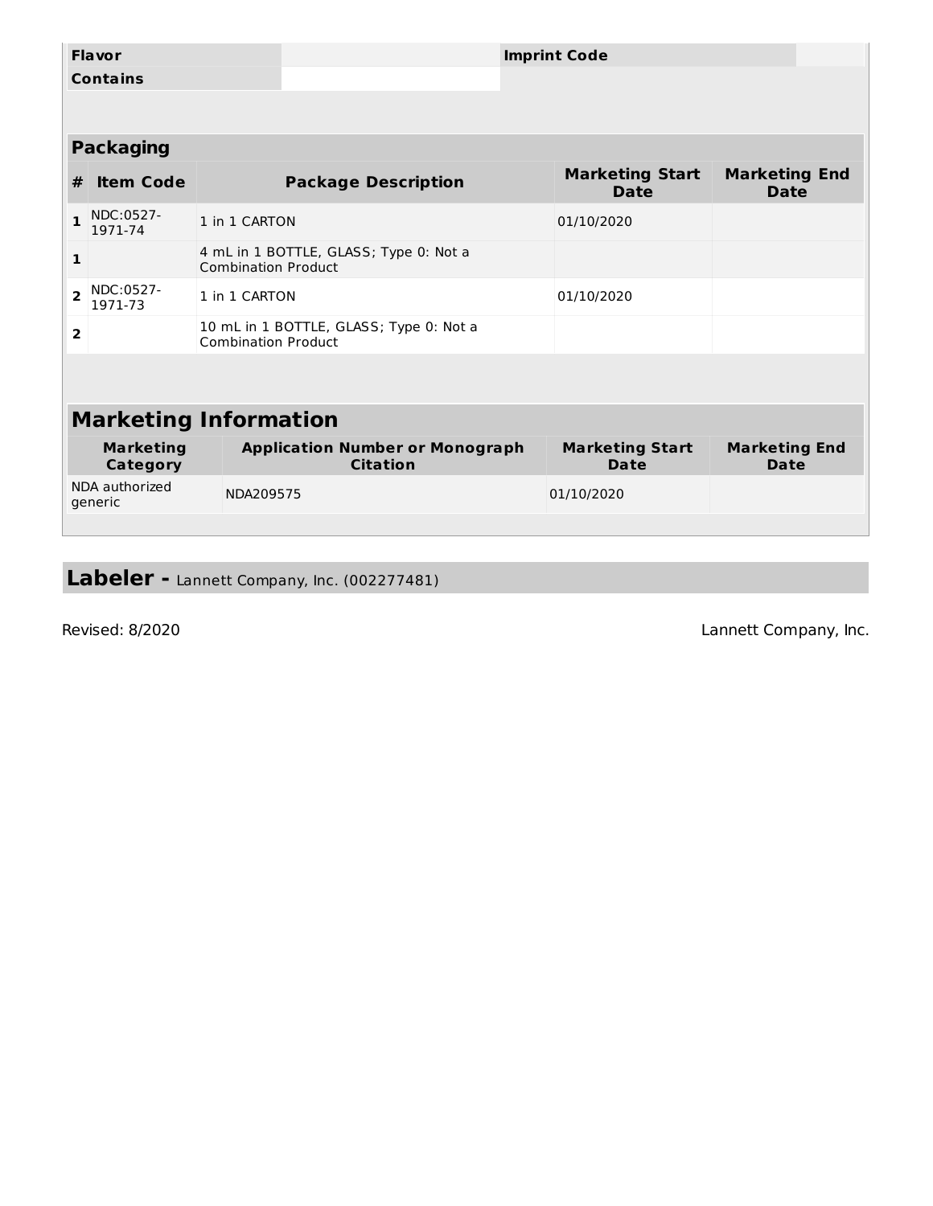| | | | |
|---|---|---|---|
| **Flavor** | | **Imprint Code** | |
| **Contains** | | | |

## Packaging

| # | Item Code | Package Description | Marketing Start Date | Marketing End Date |
|---|---|---|---|---|
| 1 | NDC:0527-1971-74 | 1 in 1 CARTON | 01/10/2020 | |
| 1 | | 4 mL in 1 BOTTLE, GLASS; Type 0: Not a Combination Product | | |
| 2 | NDC:0527-1971-73 | 1 in 1 CARTON | 01/10/2020 | |
| 2 | | 10 mL in 1 BOTTLE, GLASS; Type 0: Not a Combination Product | | |

## Marketing Information

| Marketing Category | Application Number or Monograph Citation | Marketing Start Date | Marketing End Date |
|---|---|---|---|
| NDA authorized generic | NDA209575 | 01/10/2020 | |

## Labeler - Lannett Company, Inc. (002277481)

Revised: 8/2020

Lannett Company, Inc.